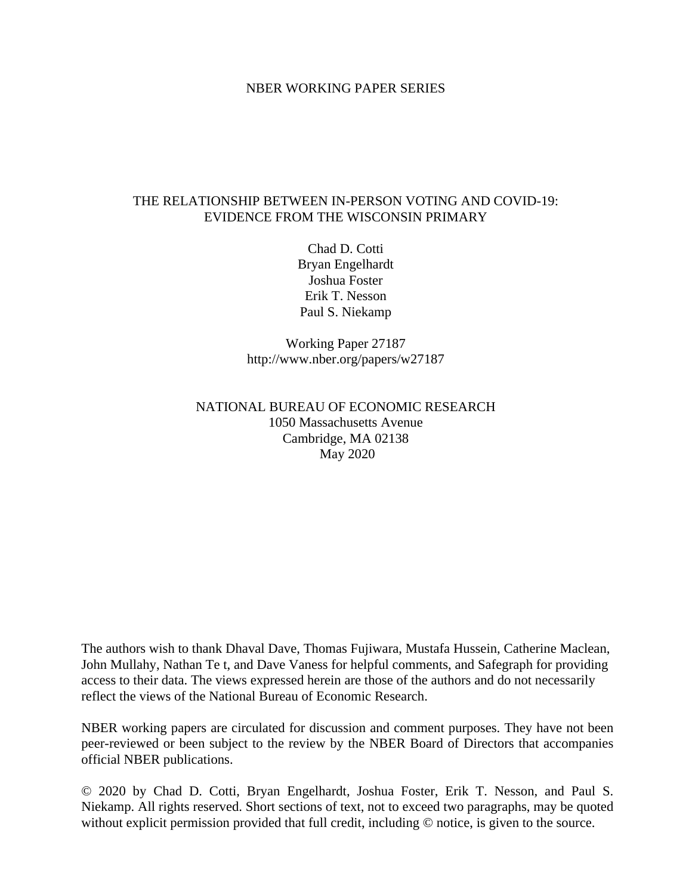NBER WORKING PAPER SERIES

# THE RELATIONSHIP BETWEEN IN-PERSON VOTING AND COVID-19: EVIDENCE FROM THE WISCONSIN PRIMARY

Chad D. Cotti  
Bryan Engelhardt  
Joshua Foster  
Erik T. Nesson  
Paul S. Niekamp

Working Paper 27187  
http://www.nber.org/papers/w27187

NATIONAL BUREAU OF ECONOMIC RESEARCH  
1050 Massachusetts Avenue  
Cambridge, MA 02138  
May 2020

The authors wish to thank Dhaval Dave, Thomas Fujiwara, Mustafa Hussein, Catherine Maclean, John Mullahy, Nathan Te t, and Dave Vaness for helpful comments, and Safegraph for providing access to their data. The views expressed herein are those of the authors and do not necessarily reflect the views of the National Bureau of Economic Research.

NBER working papers are circulated for discussion and comment purposes. They have not been peer-reviewed or been subject to the review by the NBER Board of Directors that accompanies official NBER publications.

© 2020 by Chad D. Cotti, Bryan Engelhardt, Joshua Foster, Erik T. Nesson, and Paul S. Niekamp. All rights reserved. Short sections of text, not to exceed two paragraphs, may be quoted without explicit permission provided that full credit, including © notice, is given to the source.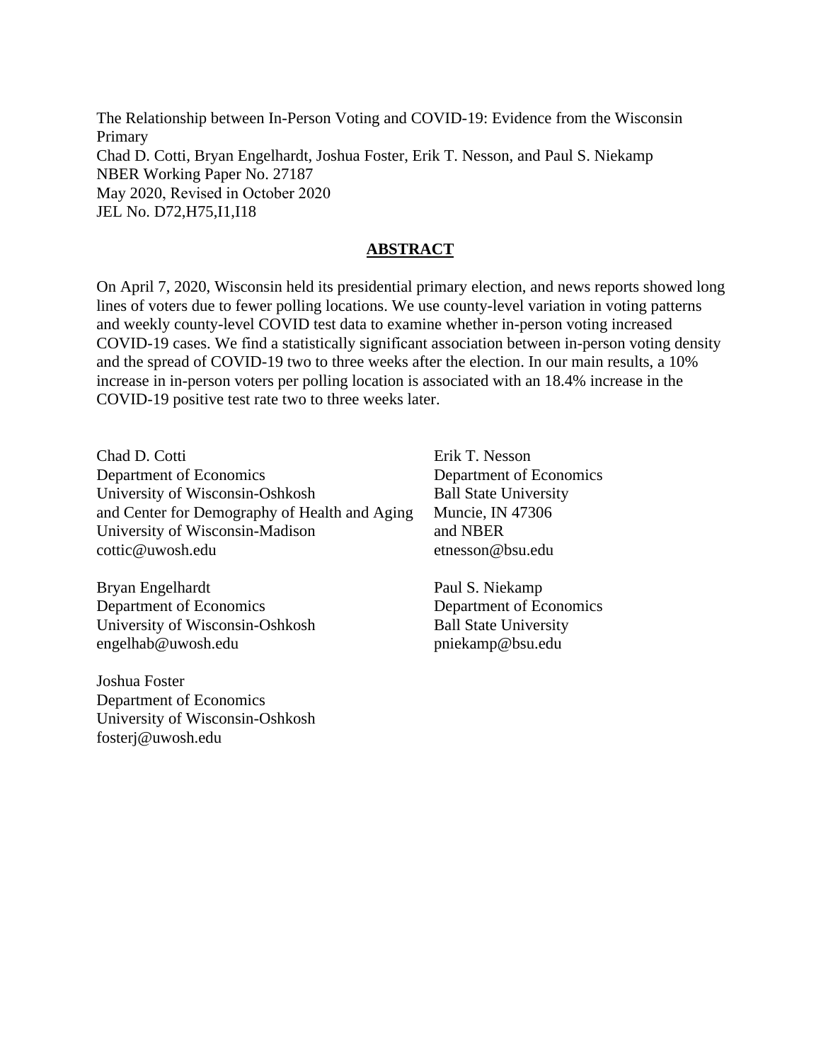The Relationship between In-Person Voting and COVID-19: Evidence from the Wisconsin Primary
Chad D. Cotti, Bryan Engelhardt, Joshua Foster, Erik T. Nesson, and Paul S. Niekamp
NBER Working Paper No. 27187
May 2020, Revised in October 2020
JEL No. D72,H75,I1,I18

## ABSTRACT

On April 7, 2020, Wisconsin held its presidential primary election, and news reports showed long lines of voters due to fewer polling locations. We use county-level variation in voting patterns and weekly county-level COVID test data to examine whether in-person voting increased COVID-19 cases. We find a statistically significant association between in-person voting density and the spread of COVID-19 two to three weeks after the election. In our main results, a 10% increase in in-person voters per polling location is associated with an 18.4% increase in the COVID-19 positive test rate two to three weeks later.

Chad D. Cotti
Department of Economics
University of Wisconsin-Oshkosh
and Center for Demography of Health and Aging
University of Wisconsin-Madison
cottic@uwosh.edu

Bryan Engelhardt
Department of Economics
University of Wisconsin-Oshkosh
engelhab@uwosh.edu

Joshua Foster
Department of Economics
University of Wisconsin-Oshkosh
fosterj@uwosh.edu

Erik T. Nesson
Department of Economics
Ball State University
Muncie, IN 47306
and NBER
etnesson@bsu.edu

Paul S. Niekamp
Department of Economics
Ball State University
pniekamp@bsu.edu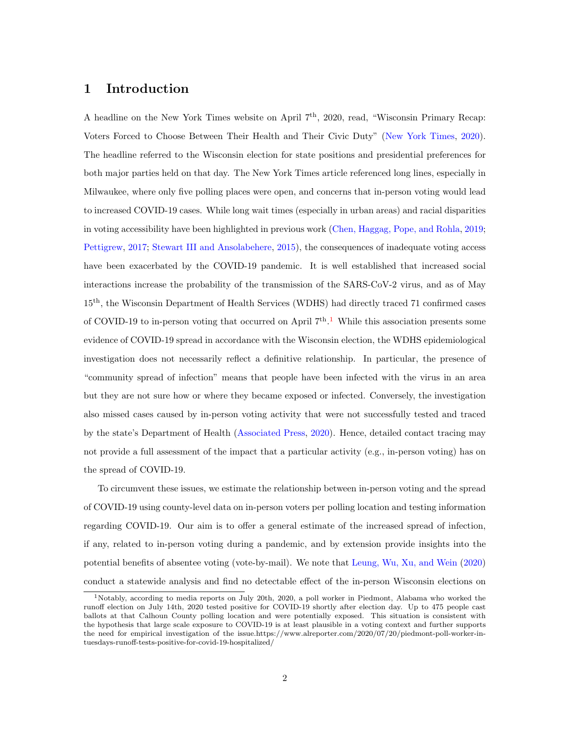# 1 Introduction

A headline on the New York Times website on April 7th, 2020, read, "Wisconsin Primary Recap: Voters Forced to Choose Between Their Health and Their Civic Duty" (New York Times, 2020). The headline referred to the Wisconsin election for state positions and presidential preferences for both major parties held on that day. The New York Times article referenced long lines, especially in Milwaukee, where only five polling places were open, and concerns that in-person voting would lead to increased COVID-19 cases. While long wait times (especially in urban areas) and racial disparities in voting accessibility have been highlighted in previous work (Chen, Haggag, Pope, and Rohla, 2019; Pettigrew, 2017; Stewart III and Ansolabehere, 2015), the consequences of inadequate voting access have been exacerbated by the COVID-19 pandemic. It is well established that increased social interactions increase the probability of the transmission of the SARS-CoV-2 virus, and as of May 15th, the Wisconsin Department of Health Services (WDHS) had directly traced 71 confirmed cases of COVID-19 to in-person voting that occurred on April 7th.[1] While this association presents some evidence of COVID-19 spread in accordance with the Wisconsin election, the WDHS epidemiological investigation does not necessarily reflect a definitive relationship. In particular, the presence of "community spread of infection" means that people have been infected with the virus in an area but they are not sure how or where they became exposed or infected. Conversely, the investigation also missed cases caused by in-person voting activity that were not successfully tested and traced by the state's Department of Health (Associated Press, 2020). Hence, detailed contact tracing may not provide a full assessment of the impact that a particular activity (e.g., in-person voting) has on the spread of COVID-19.

To circumvent these issues, we estimate the relationship between in-person voting and the spread of COVID-19 using county-level data on in-person voters per polling location and testing information regarding COVID-19. Our aim is to offer a general estimate of the increased spread of infection, if any, related to in-person voting during a pandemic, and by extension provide insights into the potential benefits of absentee voting (vote-by-mail). We note that Leung, Wu, Xu, and Wein (2020) conduct a statewide analysis and find no detectable effect of the in-person Wisconsin elections on

[1] Notably, according to media reports on July 20th, 2020, a poll worker in Piedmont, Alabama who worked the runoff election on July 14th, 2020 tested positive for COVID-19 shortly after election day. Up to 475 people cast ballots at that Calhoun County polling location and were potentially exposed. This situation is consistent with the hypothesis that large scale exposure to COVID-19 is at least plausible in a voting context and further supports the need for empirical investigation of the issue.https://www.alreporter.com/2020/07/20/piedmont-poll-worker-in-tuesdays-runoff-tests-positive-for-covid-19-hospitalized/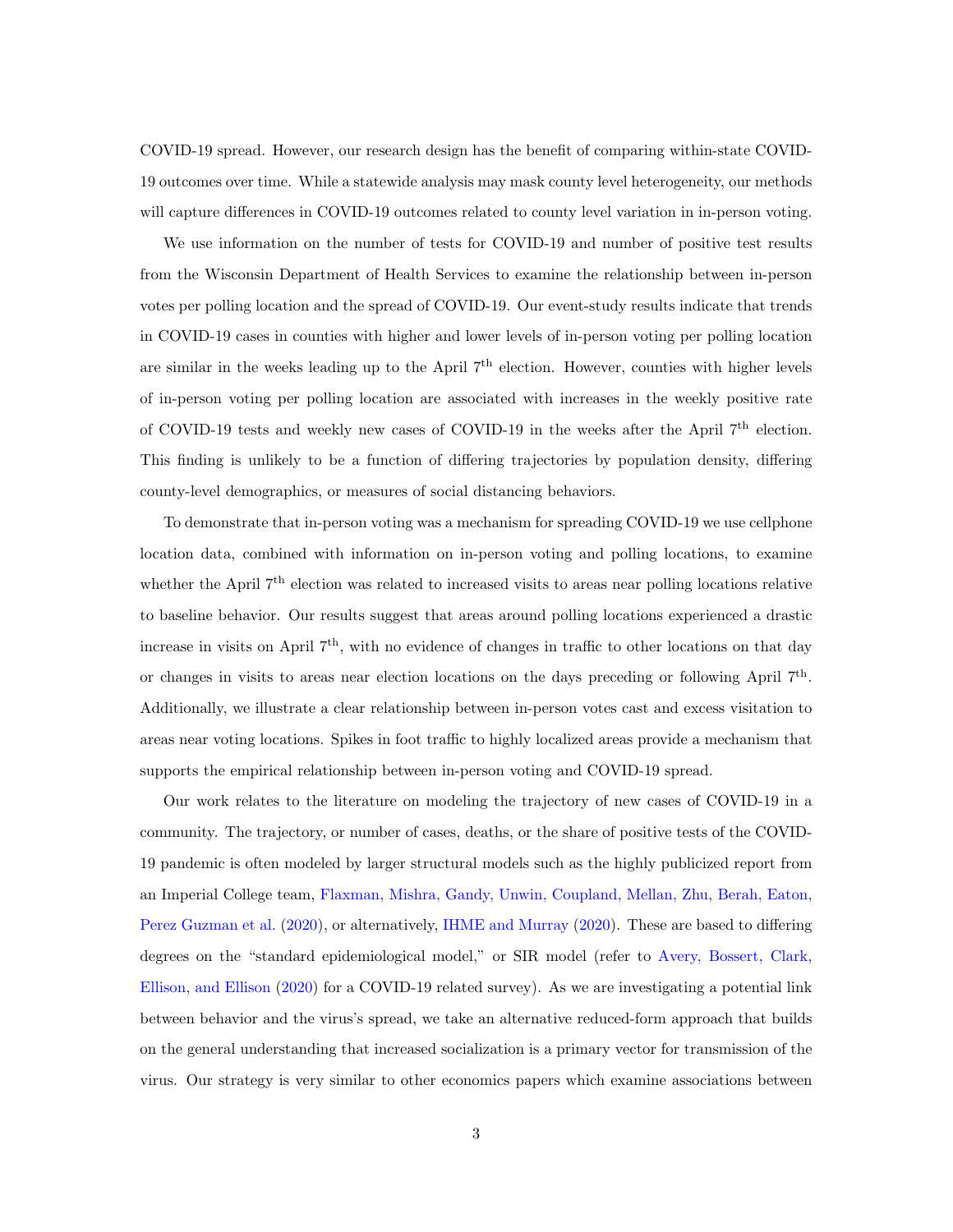COVID-19 spread. However, our research design has the benefit of comparing within-state COVID-19 outcomes over time. While a statewide analysis may mask county level heterogeneity, our methods will capture differences in COVID-19 outcomes related to county level variation in in-person voting.

We use information on the number of tests for COVID-19 and number of positive test results from the Wisconsin Department of Health Services to examine the relationship between in-person votes per polling location and the spread of COVID-19. Our event-study results indicate that trends in COVID-19 cases in counties with higher and lower levels of in-person voting per polling location are similar in the weeks leading up to the April 7$^{\text{th}}$ election. However, counties with higher levels of in-person voting per polling location are associated with increases in the weekly positive rate of COVID-19 tests and weekly new cases of COVID-19 in the weeks after the April 7$^{\text{th}}$ election. This finding is unlikely to be a function of differing trajectories by population density, differing county-level demographics, or measures of social distancing behaviors.

To demonstrate that in-person voting was a mechanism for spreading COVID-19 we use cellphone location data, combined with information on in-person voting and polling locations, to examine whether the April 7$^{\text{th}}$ election was related to increased visits to areas near polling locations relative to baseline behavior. Our results suggest that areas around polling locations experienced a drastic increase in visits on April 7$^{\text{th}}$, with no evidence of changes in traffic to other locations on that day or changes in visits to areas near election locations on the days preceding or following April 7$^{\text{th}}$. Additionally, we illustrate a clear relationship between in-person votes cast and excess visitation to areas near voting locations. Spikes in foot traffic to highly localized areas provide a mechanism that supports the empirical relationship between in-person voting and COVID-19 spread.

Our work relates to the literature on modeling the trajectory of new cases of COVID-19 in a community. The trajectory, or number of cases, deaths, or the share of positive tests of the COVID-19 pandemic is often modeled by larger structural models such as the highly publicized report from an Imperial College team, Flaxman, Mishra, Gandy, Unwin, Coupland, Mellan, Zhu, Berah, Eaton, Perez Guzman et al. (2020), or alternatively, IHME and Murray (2020). These are based to differing degrees on the "standard epidemiological model," or SIR model (refer to Avery, Bossert, Clark, Ellison, and Ellison (2020) for a COVID-19 related survey). As we are investigating a potential link between behavior and the virus's spread, we take an alternative reduced-form approach that builds on the general understanding that increased socialization is a primary vector for transmission of the virus. Our strategy is very similar to other economics papers which examine associations between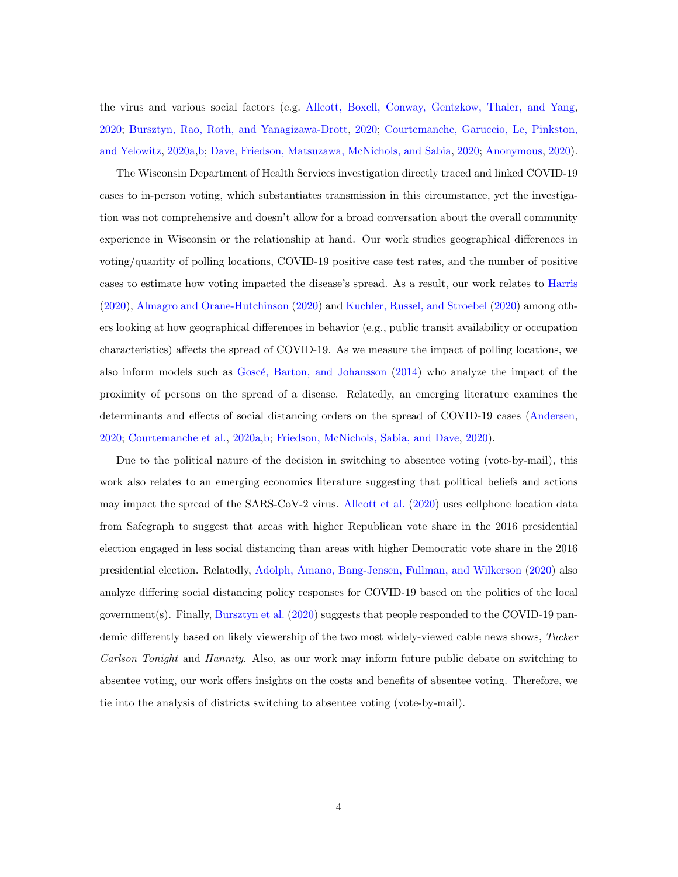the virus and various social factors (e.g. Allcott, Boxell, Conway, Gentzkow, Thaler, and Yang, 2020; Bursztyn, Rao, Roth, and Yanagizawa-Drott, 2020; Courtemanche, Garuccio, Le, Pinkston, and Yelowitz, 2020a,b; Dave, Friedson, Matsuzawa, McNichols, and Sabia, 2020; Anonymous, 2020).

The Wisconsin Department of Health Services investigation directly traced and linked COVID-19 cases to in-person voting, which substantiates transmission in this circumstance, yet the investigation was not comprehensive and doesn't allow for a broad conversation about the overall community experience in Wisconsin or the relationship at hand. Our work studies geographical differences in voting/quantity of polling locations, COVID-19 positive case test rates, and the number of positive cases to estimate how voting impacted the disease's spread. As a result, our work relates to Harris (2020), Almagro and Orane-Hutchinson (2020) and Kuchler, Russel, and Stroebel (2020) among others looking at how geographical differences in behavior (e.g., public transit availability or occupation characteristics) affects the spread of COVID-19. As we measure the impact of polling locations, we also inform models such as Goscé, Barton, and Johansson (2014) who analyze the impact of the proximity of persons on the spread of a disease. Relatedly, an emerging literature examines the determinants and effects of social distancing orders on the spread of COVID-19 cases (Andersen, 2020; Courtemanche et al., 2020a,b; Friedson, McNichols, Sabia, and Dave, 2020).

Due to the political nature of the decision in switching to absentee voting (vote-by-mail), this work also relates to an emerging economics literature suggesting that political beliefs and actions may impact the spread of the SARS-CoV-2 virus. Allcott et al. (2020) uses cellphone location data from Safegraph to suggest that areas with higher Republican vote share in the 2016 presidential election engaged in less social distancing than areas with higher Democratic vote share in the 2016 presidential election. Relatedly, Adolph, Amano, Bang-Jensen, Fullman, and Wilkerson (2020) also analyze differing social distancing policy responses for COVID-19 based on the politics of the local government(s). Finally, Bursztyn et al. (2020) suggests that people responded to the COVID-19 pandemic differently based on likely viewership of the two most widely-viewed cable news shows, *Tucker Carlson Tonight* and *Hannity*. Also, as our work may inform future public debate on switching to absentee voting, our work offers insights on the costs and benefits of absentee voting. Therefore, we tie into the analysis of districts switching to absentee voting (vote-by-mail).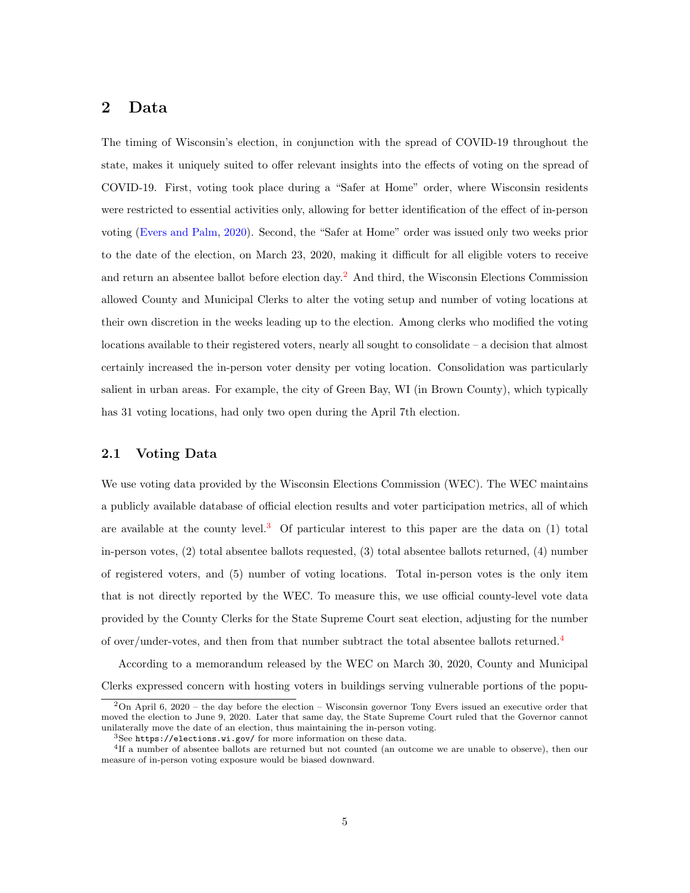# 2 Data

The timing of Wisconsin's election, in conjunction with the spread of COVID-19 throughout the state, makes it uniquely suited to offer relevant insights into the effects of voting on the spread of COVID-19. First, voting took place during a "Safer at Home" order, where Wisconsin residents were restricted to essential activities only, allowing for better identification of the effect of in-person voting (Evers and Palm, 2020). Second, the "Safer at Home" order was issued only two weeks prior to the date of the election, on March 23, 2020, making it difficult for all eligible voters to receive and return an absentee ballot before election day.[2] And third, the Wisconsin Elections Commission allowed County and Municipal Clerks to alter the voting setup and number of voting locations at their own discretion in the weeks leading up to the election. Among clerks who modified the voting locations available to their registered voters, nearly all sought to consolidate – a decision that almost certainly increased the in-person voter density per voting location. Consolidation was particularly salient in urban areas. For example, the city of Green Bay, WI (in Brown County), which typically has 31 voting locations, had only two open during the April 7th election.

## 2.1 Voting Data

We use voting data provided by the Wisconsin Elections Commission (WEC). The WEC maintains a publicly available database of official election results and voter participation metrics, all of which are available at the county level.[3] Of particular interest to this paper are the data on (1) total in-person votes, (2) total absentee ballots requested, (3) total absentee ballots returned, (4) number of registered voters, and (5) number of voting locations. Total in-person votes is the only item that is not directly reported by the WEC. To measure this, we use official county-level vote data provided by the County Clerks for the State Supreme Court seat election, adjusting for the number of over/under-votes, and then from that number subtract the total absentee ballots returned.[4]

According to a memorandum released by the WEC on March 30, 2020, County and Municipal Clerks expressed concern with hosting voters in buildings serving vulnerable portions of the popu-

[2] On April 6, 2020 – the day before the election – Wisconsin governor Tony Evers issued an executive order that moved the election to June 9, 2020. Later that same day, the State Supreme Court ruled that the Governor cannot unilaterally move the date of an election, thus maintaining the in-person voting.

[3] See `https://elections.wi.gov/` for more information on these data.

[4] If a number of absentee ballots are returned but not counted (an outcome we are unable to observe), then our measure of in-person voting exposure would be biased downward.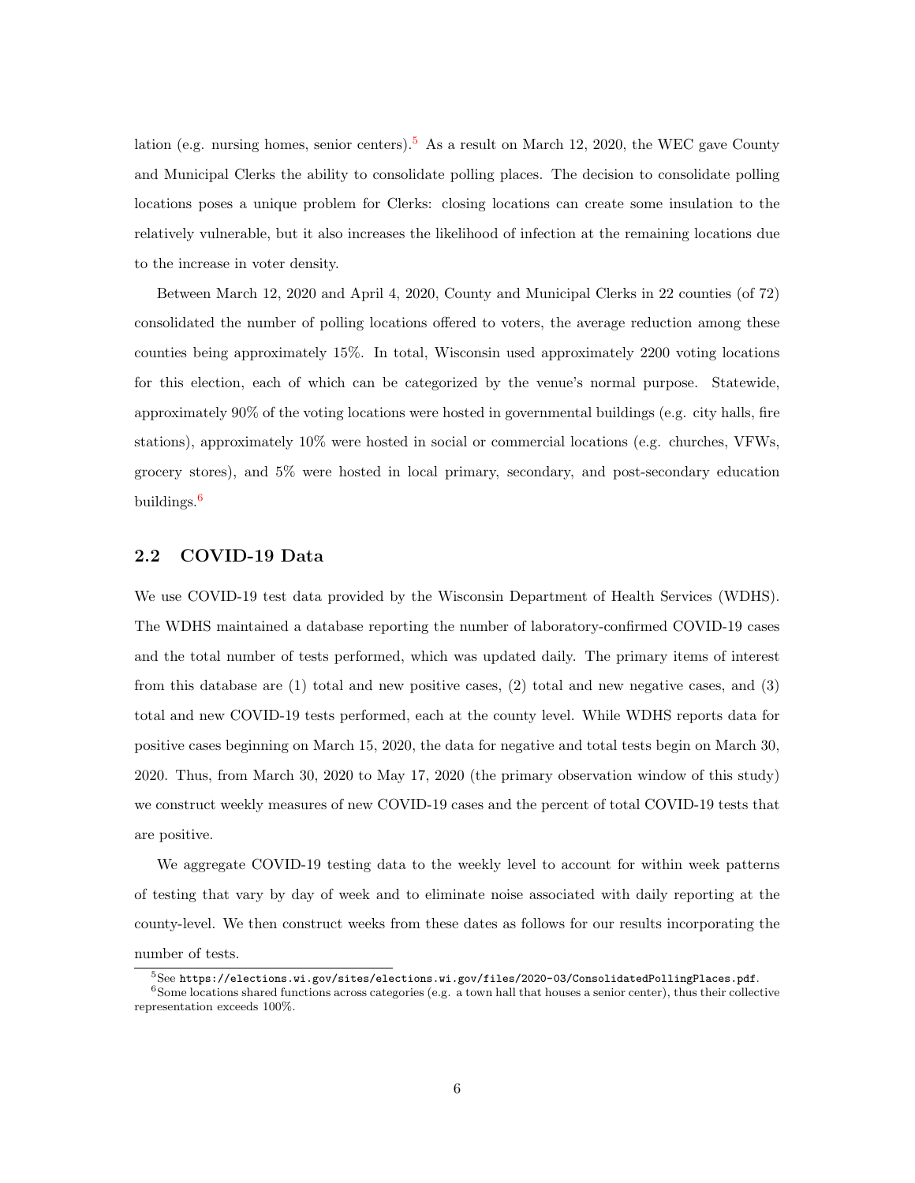lation (e.g. nursing homes, senior centers).[5] As a result on March 12, 2020, the WEC gave County and Municipal Clerks the ability to consolidate polling places. The decision to consolidate polling locations poses a unique problem for Clerks: closing locations can create some insulation to the relatively vulnerable, but it also increases the likelihood of infection at the remaining locations due to the increase in voter density.

Between March 12, 2020 and April 4, 2020, County and Municipal Clerks in 22 counties (of 72) consolidated the number of polling locations offered to voters, the average reduction among these counties being approximately 15%. In total, Wisconsin used approximately 2200 voting locations for this election, each of which can be categorized by the venue's normal purpose. Statewide, approximately 90% of the voting locations were hosted in governmental buildings (e.g. city halls, fire stations), approximately 10% were hosted in social or commercial locations (e.g. churches, VFWs, grocery stores), and 5% were hosted in local primary, secondary, and post-secondary education buildings.[6]

## 2.2 COVID-19 Data

We use COVID-19 test data provided by the Wisconsin Department of Health Services (WDHS). The WDHS maintained a database reporting the number of laboratory-confirmed COVID-19 cases and the total number of tests performed, which was updated daily. The primary items of interest from this database are (1) total and new positive cases, (2) total and new negative cases, and (3) total and new COVID-19 tests performed, each at the county level. While WDHS reports data for positive cases beginning on March 15, 2020, the data for negative and total tests begin on March 30, 2020. Thus, from March 30, 2020 to May 17, 2020 (the primary observation window of this study) we construct weekly measures of new COVID-19 cases and the percent of total COVID-19 tests that are positive.

We aggregate COVID-19 testing data to the weekly level to account for within week patterns of testing that vary by day of week and to eliminate noise associated with daily reporting at the county-level. We then construct weeks from these dates as follows for our results incorporating the number of tests.

[5] See https://elections.wi.gov/sites/elections.wi.gov/files/2020-03/ConsolidatedPollingPlaces.pdf.

[6] Some locations shared functions across categories (e.g. a town hall that houses a senior center), thus their collective representation exceeds 100%.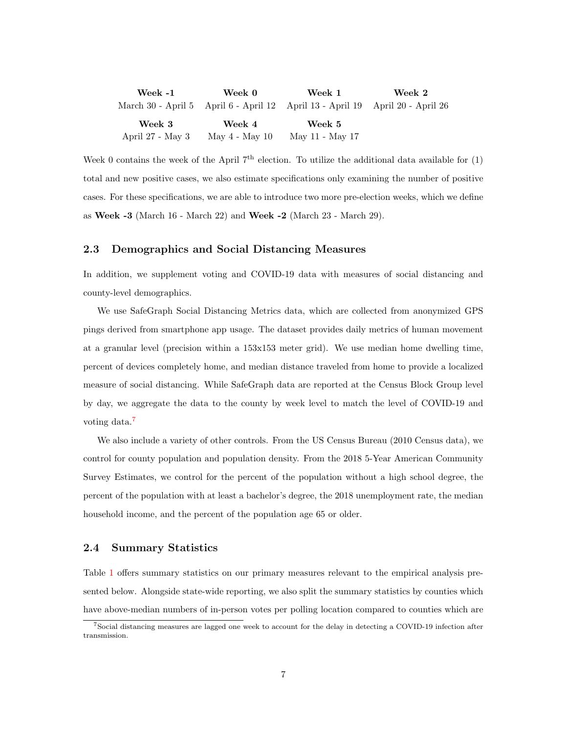| **Week -1** | **Week 0** | **Week 1** | **Week 2** |
| --- | --- | --- | --- |
| March 30 - April 5 | April 6 - April 12 | April 13 - April 19 | April 20 - April 26 |
| **Week 3** | **Week 4** | **Week 5** | |
| April 27 - May 3 | May 4 - May 10 | May 11 - May 17 | |

Week 0 contains the week of the April 7$^{\text{th}}$ election. To utilize the additional data available for (1) total and new positive cases, we also estimate specifications only examining the number of positive cases. For these specifications, we are able to introduce two more pre-election weeks, which we define as **Week -3** (March 16 - March 22) and **Week -2** (March 23 - March 29).

### 2.3 Demographics and Social Distancing Measures

In addition, we supplement voting and COVID-19 data with measures of social distancing and county-level demographics.

We use SafeGraph Social Distancing Metrics data, which are collected from anonymized GPS pings derived from smartphone app usage. The dataset provides daily metrics of human movement at a granular level (precision within a 153x153 meter grid). We use median home dwelling time, percent of devices completely home, and median distance traveled from home to provide a localized measure of social distancing. While SafeGraph data are reported at the Census Block Group level by day, we aggregate the data to the county by week level to match the level of COVID-19 and voting data.[7]

We also include a variety of other controls. From the US Census Bureau (2010 Census data), we control for county population and population density. From the 2018 5-Year American Community Survey Estimates, we control for the percent of the population without a high school degree, the percent of the population with at least a bachelor's degree, the 2018 unemployment rate, the median household income, and the percent of the population age 65 or older.

### 2.4 Summary Statistics

Table 1 offers summary statistics on our primary measures relevant to the empirical analysis presented below. Alongside state-wide reporting, we also split the summary statistics by counties which have above-median numbers of in-person votes per polling location compared to counties which are

[7] Social distancing measures are lagged one week to account for the delay in detecting a COVID-19 infection after transmission.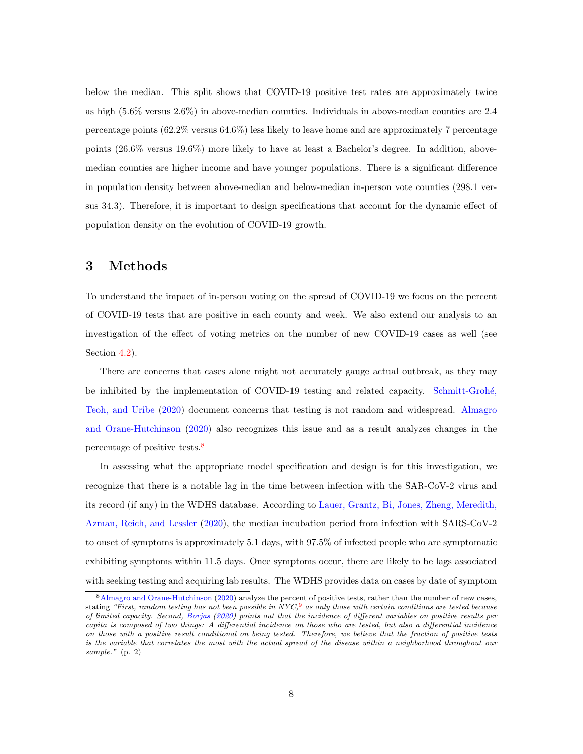below the median. This split shows that COVID-19 positive test rates are approximately twice as high (5.6% versus 2.6%) in above-median counties. Individuals in above-median counties are 2.4 percentage points (62.2% versus 64.6%) less likely to leave home and are approximately 7 percentage points (26.6% versus 19.6%) more likely to have at least a Bachelor's degree. In addition, above-median counties are higher income and have younger populations. There is a significant difference in population density between above-median and below-median in-person vote counties (298.1 versus 34.3). Therefore, it is important to design specifications that account for the dynamic effect of population density on the evolution of COVID-19 growth.

## 3 Methods

To understand the impact of in-person voting on the spread of COVID-19 we focus on the percent of COVID-19 tests that are positive in each county and week. We also extend our analysis to an investigation of the effect of voting metrics on the number of new COVID-19 cases as well (see Section 4.2).

There are concerns that cases alone might not accurately gauge actual outbreak, as they may be inhibited by the implementation of COVID-19 testing and related capacity. Schmitt-Grohé, Teoh, and Uribe (2020) document concerns that testing is not random and widespread. Almagro and Orane-Hutchinson (2020) also recognizes this issue and as a result analyzes changes in the percentage of positive tests.[8]

In assessing what the appropriate model specification and design is for this investigation, we recognize that there is a notable lag in the time between infection with the SAR-CoV-2 virus and its record (if any) in the WDHS database. According to Lauer, Grantz, Bi, Jones, Zheng, Meredith, Azman, Reich, and Lessler (2020), the median incubation period from infection with SARS-CoV-2 to onset of symptoms is approximately 5.1 days, with 97.5% of infected people who are symptomatic exhibiting symptoms within 11.5 days. Once symptoms occur, there are likely to be lags associated with seeking testing and acquiring lab results. The WDHS provides data on cases by date of symptom

[8] Almagro and Orane-Hutchinson (2020) analyze the percent of positive tests, rather than the number of new cases, stating *"First, random testing has not been possible in NYC,[9] as only those with certain conditions are tested because of limited capacity. Second, Borjas (2020) points out that the incidence of different variables on positive results per capita is composed of two things: A differential incidence on those who are tested, but also a differential incidence on those with a positive result conditional on being tested. Therefore, we believe that the fraction of positive tests is the variable that correlates the most with the actual spread of the disease within a neighborhood throughout our sample."* (p. 2)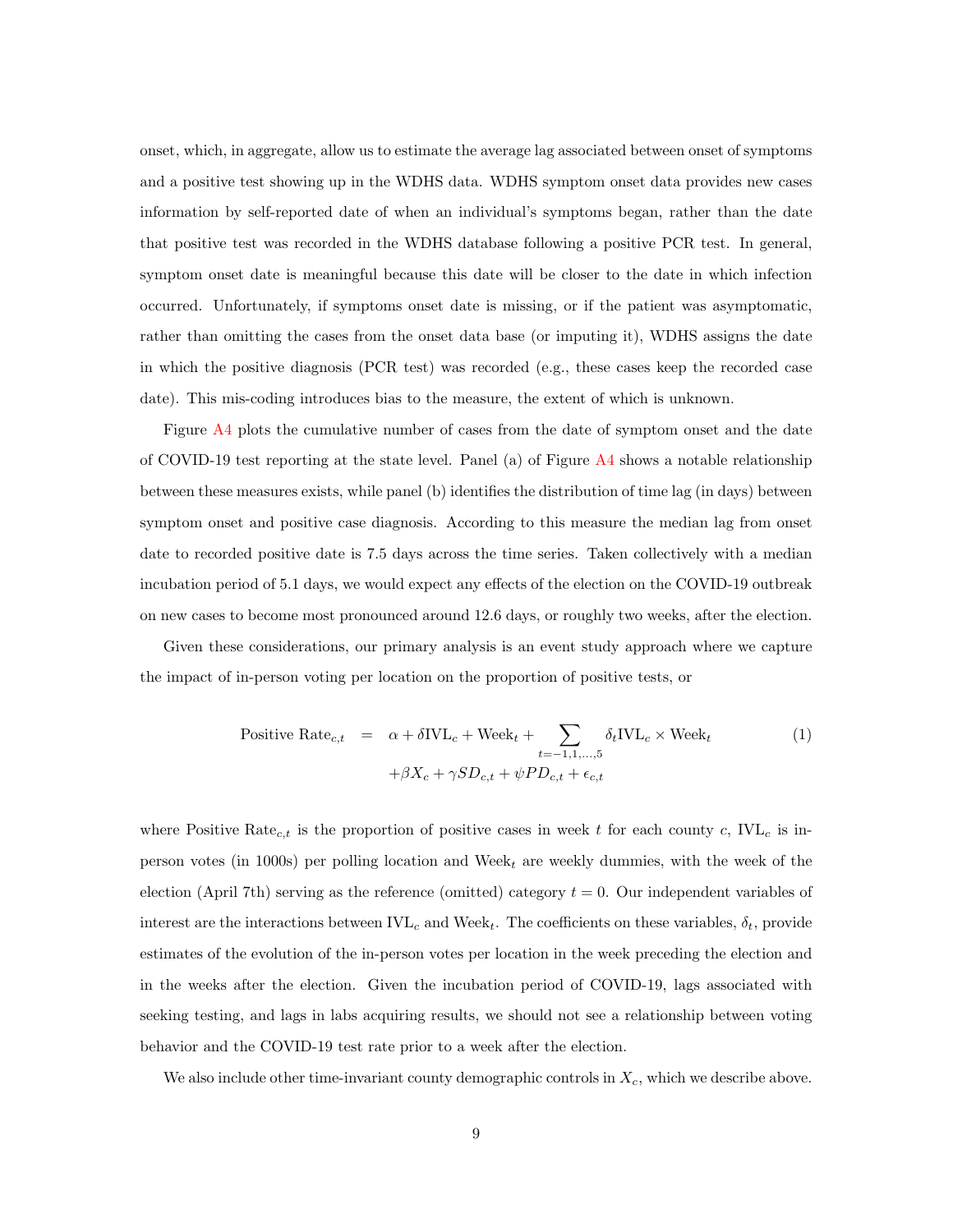onset, which, in aggregate, allow us to estimate the average lag associated between onset of symptoms and a positive test showing up in the WDHS data. WDHS symptom onset data provides new cases information by self-reported date of when an individual's symptoms began, rather than the date that positive test was recorded in the WDHS database following a positive PCR test. In general, symptom onset date is meaningful because this date will be closer to the date in which infection occurred. Unfortunately, if symptoms onset date is missing, or if the patient was asymptomatic, rather than omitting the cases from the onset data base (or imputing it), WDHS assigns the date in which the positive diagnosis (PCR test) was recorded (e.g., these cases keep the recorded case date). This mis-coding introduces bias to the measure, the extent of which is unknown.

Figure A4 plots the cumulative number of cases from the date of symptom onset and the date of COVID-19 test reporting at the state level. Panel (a) of Figure A4 shows a notable relationship between these measures exists, while panel (b) identifies the distribution of time lag (in days) between symptom onset and positive case diagnosis. According to this measure the median lag from onset date to recorded positive date is 7.5 days across the time series. Taken collectively with a median incubation period of 5.1 days, we would expect any effects of the election on the COVID-19 outbreak on new cases to become most pronounced around 12.6 days, or roughly two weeks, after the election.

Given these considerations, our primary analysis is an event study approach where we capture the impact of in-person voting per location on the proportion of positive tests, or

$$\begin{aligned} \text{Positive Rate}_{c,t} &= \alpha + \delta \text{IVL}_c + \text{Week}_t + \sum_{t=-1,1,\ldots,5} \delta_t \text{IVL}_c \times \text{Week}_t \\ &\quad + \beta X_c + \gamma SD_{c,t} + \psi PD_{c,t} + \epsilon_{c,t} \end{aligned} \tag{1}$$

where $\text{Positive Rate}_{c,t}$ is the proportion of positive cases in week $t$ for each county $c$, $\text{IVL}_c$ is in-person votes (in 1000s) per polling location and $\text{Week}_t$ are weekly dummies, with the week of the election (April 7th) serving as the reference (omitted) category $t = 0$. Our independent variables of interest are the interactions between $\text{IVL}_c$ and $\text{Week}_t$. The coefficients on these variables, $\delta_t$, provide estimates of the evolution of the in-person votes per location in the week preceding the election and in the weeks after the election. Given the incubation period of COVID-19, lags associated with seeking testing, and lags in labs acquiring results, we should not see a relationship between voting behavior and the COVID-19 test rate prior to a week after the election.

We also include other time-invariant county demographic controls in $X_c$, which we describe above.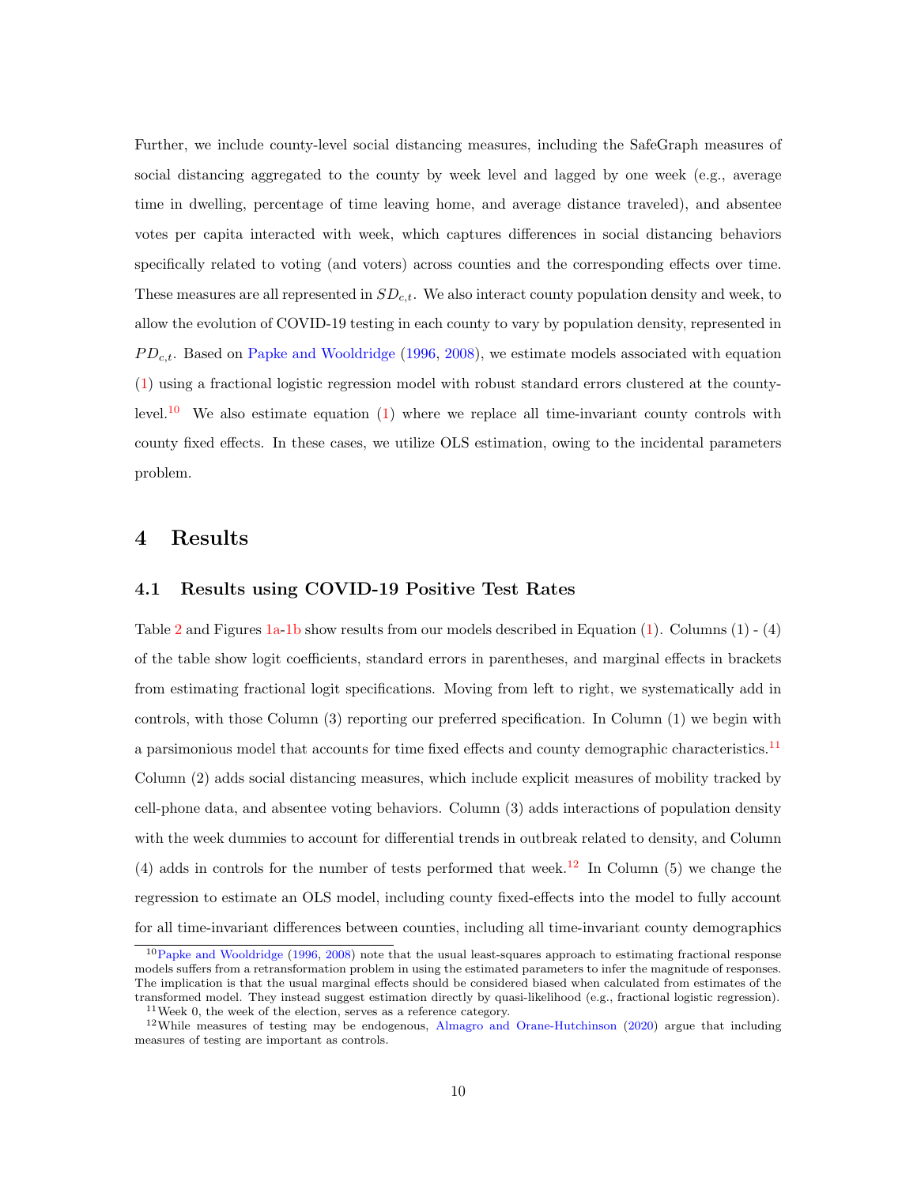Further, we include county-level social distancing measures, including the SafeGraph measures of social distancing aggregated to the county by week level and lagged by one week (e.g., average time in dwelling, percentage of time leaving home, and average distance traveled), and absentee votes per capita interacted with week, which captures differences in social distancing behaviors specifically related to voting (and voters) across counties and the corresponding effects over time. These measures are all represented in $SD_{c,t}$. We also interact county population density and week, to allow the evolution of COVID-19 testing in each county to vary by population density, represented in $PD_{c,t}$. Based on Papke and Wooldridge (1996, 2008), we estimate models associated with equation (1) using a fractional logistic regression model with robust standard errors clustered at the county-level.[10] We also estimate equation (1) where we replace all time-invariant county controls with county fixed effects. In these cases, we utilize OLS estimation, owing to the incidental parameters problem.

# 4 Results

## 4.1 Results using COVID-19 Positive Test Rates

Table 2 and Figures 1a-1b show results from our models described in Equation (1). Columns (1) - (4) of the table show logit coefficients, standard errors in parentheses, and marginal effects in brackets from estimating fractional logit specifications. Moving from left to right, we systematically add in controls, with those Column (3) reporting our preferred specification. In Column (1) we begin with a parsimonious model that accounts for time fixed effects and county demographic characteristics.[11] Column (2) adds social distancing measures, which include explicit measures of mobility tracked by cell-phone data, and absentee voting behaviors. Column (3) adds interactions of population density with the week dummies to account for differential trends in outbreak related to density, and Column (4) adds in controls for the number of tests performed that week.[12] In Column (5) we change the regression to estimate an OLS model, including county fixed-effects into the model to fully account for all time-invariant differences between counties, including all time-invariant county demographics

[10] Papke and Wooldridge (1996, 2008) note that the usual least-squares approach to estimating fractional response models suffers from a retransformation problem in using the estimated parameters to infer the magnitude of responses. The implication is that the usual marginal effects should be considered biased when calculated from estimates of the transformed model. They instead suggest estimation directly by quasi-likelihood (e.g., fractional logistic regression).

[11] Week 0, the week of the election, serves as a reference category.

[12] While measures of testing may be endogenous, Almagro and Orane-Hutchinson (2020) argue that including measures of testing are important as controls.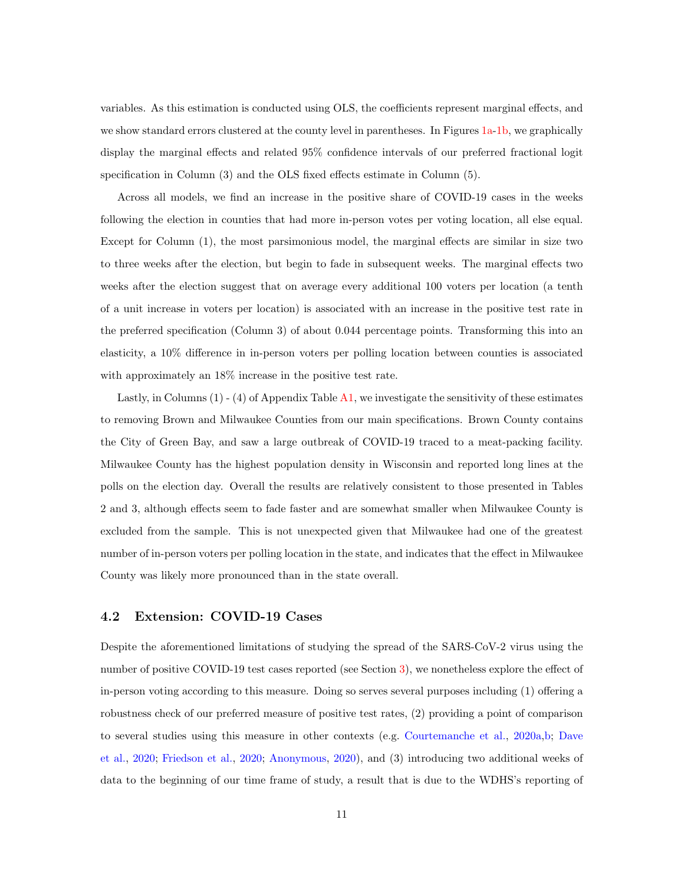variables. As this estimation is conducted using OLS, the coefficients represent marginal effects, and we show standard errors clustered at the county level in parentheses. In Figures 1a-1b, we graphically display the marginal effects and related 95% confidence intervals of our preferred fractional logit specification in Column (3) and the OLS fixed effects estimate in Column (5).

Across all models, we find an increase in the positive share of COVID-19 cases in the weeks following the election in counties that had more in-person votes per voting location, all else equal. Except for Column (1), the most parsimonious model, the marginal effects are similar in size two to three weeks after the election, but begin to fade in subsequent weeks. The marginal effects two weeks after the election suggest that on average every additional 100 voters per location (a tenth of a unit increase in voters per location) is associated with an increase in the positive test rate in the preferred specification (Column 3) of about 0.044 percentage points. Transforming this into an elasticity, a 10% difference in in-person voters per polling location between counties is associated with approximately an 18% increase in the positive test rate.

Lastly, in Columns (1) - (4) of Appendix Table A1, we investigate the sensitivity of these estimates to removing Brown and Milwaukee Counties from our main specifications. Brown County contains the City of Green Bay, and saw a large outbreak of COVID-19 traced to a meat-packing facility. Milwaukee County has the highest population density in Wisconsin and reported long lines at the polls on the election day. Overall the results are relatively consistent to those presented in Tables 2 and 3, although effects seem to fade faster and are somewhat smaller when Milwaukee County is excluded from the sample. This is not unexpected given that Milwaukee had one of the greatest number of in-person voters per polling location in the state, and indicates that the effect in Milwaukee County was likely more pronounced than in the state overall.

## 4.2 Extension: COVID-19 Cases

Despite the aforementioned limitations of studying the spread of the SARS-CoV-2 virus using the number of positive COVID-19 test cases reported (see Section 3), we nonetheless explore the effect of in-person voting according to this measure. Doing so serves several purposes including (1) offering a robustness check of our preferred measure of positive test rates, (2) providing a point of comparison to several studies using this measure in other contexts (e.g. Courtemanche et al., 2020a,b; Dave et al., 2020; Friedson et al., 2020; Anonymous, 2020), and (3) introducing two additional weeks of data to the beginning of our time frame of study, a result that is due to the WDHS's reporting of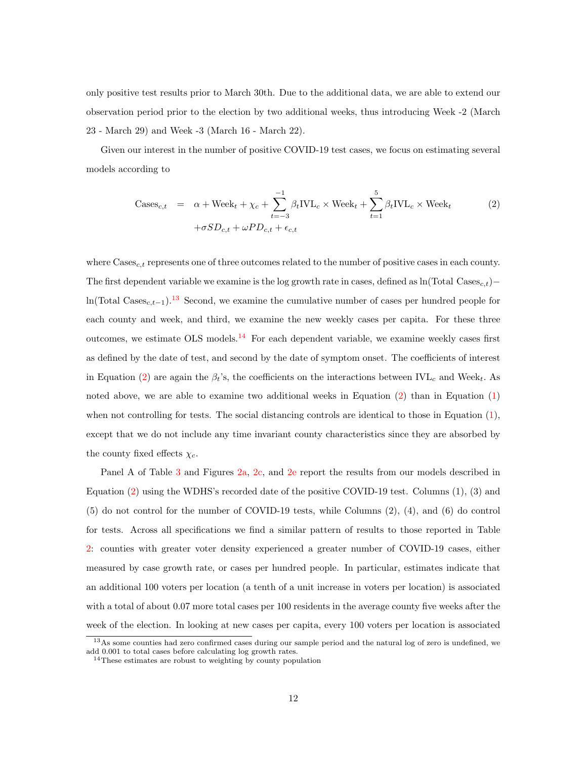only positive test results prior to March 30th. Due to the additional data, we are able to extend our observation period prior to the election by two additional weeks, thus introducing Week -2 (March 23 - March 29) and Week -3 (March 16 - March 22).

Given our interest in the number of positive COVID-19 test cases, we focus on estimating several models according to

$$
\begin{aligned}
\text{Cases}_{c,t} \quad = \quad & \alpha + \text{Week}_t + \chi_c + \sum_{t=-3}^{-1} \beta_t \text{IVL}_c \times \text{Week}_t + \sum_{t=1}^{5} \beta_t \text{IVL}_c \times \text{Week}_t \\
& + \sigma SD_{c,t} + \omega PD_{c,t} + \epsilon_{c,t}
\end{aligned}
\tag{2}
$$

where $\text{Cases}_{c,t}$ represents one of three outcomes related to the number of positive cases in each county. The first dependent variable we examine is the log growth rate in cases, defined as $\ln(\text{Total Cases}_{c,t}) - \ln(\text{Total Cases}_{c,t-1})$.[13] Second, we examine the cumulative number of cases per hundred people for each county and week, and third, we examine the new weekly cases per capita. For these three outcomes, we estimate OLS models.[14] For each dependent variable, we examine weekly cases first as defined by the date of test, and second by the date of symptom onset. The coefficients of interest in Equation (2) are again the $\beta_t$'s, the coefficients on the interactions between $\text{IVL}_c$ and $\text{Week}_t$. As noted above, we are able to examine two additional weeks in Equation (2) than in Equation (1) when not controlling for tests. The social distancing controls are identical to those in Equation (1), except that we do not include any time invariant county characteristics since they are absorbed by the county fixed effects $\chi_c$.

Panel A of Table 3 and Figures 2a, 2c, and 2e report the results from our models described in Equation (2) using the WDHS's recorded date of the positive COVID-19 test. Columns (1), (3) and (5) do not control for the number of COVID-19 tests, while Columns (2), (4), and (6) do control for tests. Across all specifications we find a similar pattern of results to those reported in Table 2: counties with greater voter density experienced a greater number of COVID-19 cases, either measured by case growth rate, or cases per hundred people. In particular, estimates indicate that an additional 100 voters per location (a tenth of a unit increase in voters per location) is associated with a total of about 0.07 more total cases per 100 residents in the average county five weeks after the week of the election. In looking at new cases per capita, every 100 voters per location is associated

[13] As some counties had zero confirmed cases during our sample period and the natural log of zero is undefined, we add 0.001 to total cases before calculating log growth rates.

[14] These estimates are robust to weighting by county population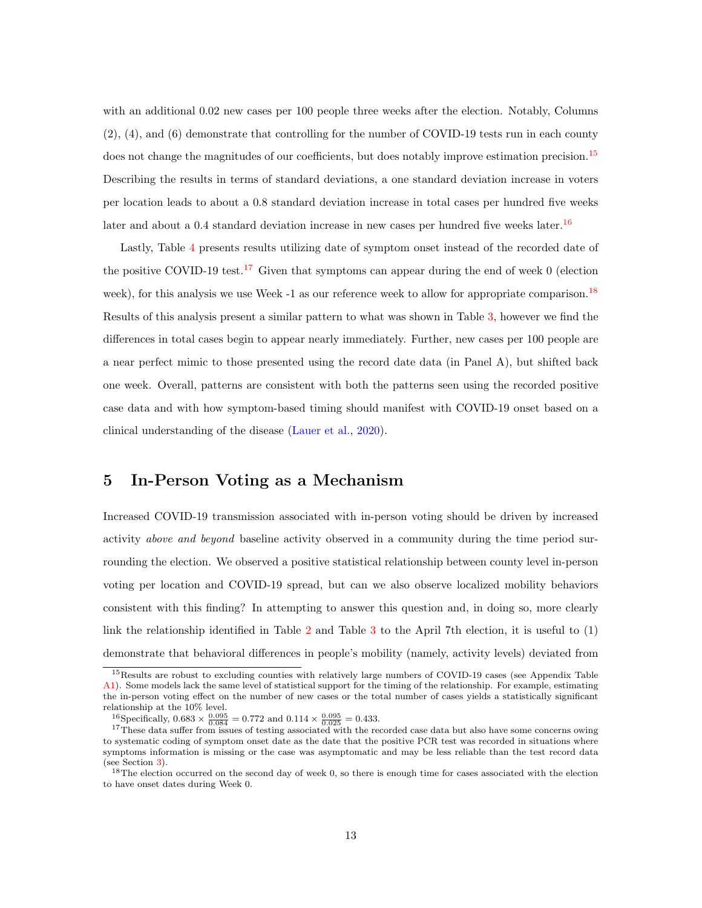with an additional 0.02 new cases per 100 people three weeks after the election. Notably, Columns (2), (4), and (6) demonstrate that controlling for the number of COVID-19 tests run in each county does not change the magnitudes of our coefficients, but does notably improve estimation precision.[15] Describing the results in terms of standard deviations, a one standard deviation increase in voters per location leads to about a 0.8 standard deviation increase in total cases per hundred five weeks later and about a 0.4 standard deviation increase in new cases per hundred five weeks later.[16]

Lastly, Table 4 presents results utilizing date of symptom onset instead of the recorded date of the positive COVID-19 test.[17] Given that symptoms can appear during the end of week 0 (election week), for this analysis we use Week -1 as our reference week to allow for appropriate comparison.[18] Results of this analysis present a similar pattern to what was shown in Table 3, however we find the differences in total cases begin to appear nearly immediately. Further, new cases per 100 people are a near perfect mimic to those presented using the record date data (in Panel A), but shifted back one week. Overall, patterns are consistent with both the patterns seen using the recorded positive case data and with how symptom-based timing should manifest with COVID-19 onset based on a clinical understanding of the disease (Lauer et al., 2020).

## 5 In-Person Voting as a Mechanism

Increased COVID-19 transmission associated with in-person voting should be driven by increased activity *above and beyond* baseline activity observed in a community during the time period surrounding the election. We observed a positive statistical relationship between county level in-person voting per location and COVID-19 spread, but can we also observe localized mobility behaviors consistent with this finding? In attempting to answer this question and, in doing so, more clearly link the relationship identified in Table 2 and Table 3 to the April 7th election, it is useful to (1) demonstrate that behavioral differences in people's mobility (namely, activity levels) deviated from

---

[15] Results are robust to excluding counties with relatively large numbers of COVID-19 cases (see Appendix Table A1). Some models lack the same level of statistical support for the timing of the relationship. For example, estimating the in-person voting effect on the number of new cases or the total number of cases yields a statistically significant relationship at the 10% level.

[16] Specifically, $0.683 \times \frac{0.095}{0.084} = 0.772$ and $0.114 \times \frac{0.095}{0.025} = 0.433$.

[17] These data suffer from issues of testing associated with the recorded case data but also have some concerns owing to systematic coding of symptom onset date as the date that the positive PCR test was recorded in situations where symptoms information is missing or the case was asymptomatic and may be less reliable than the test record data (see Section 3).

[18] The election occurred on the second day of week 0, so there is enough time for cases associated with the election to have onset dates during Week 0.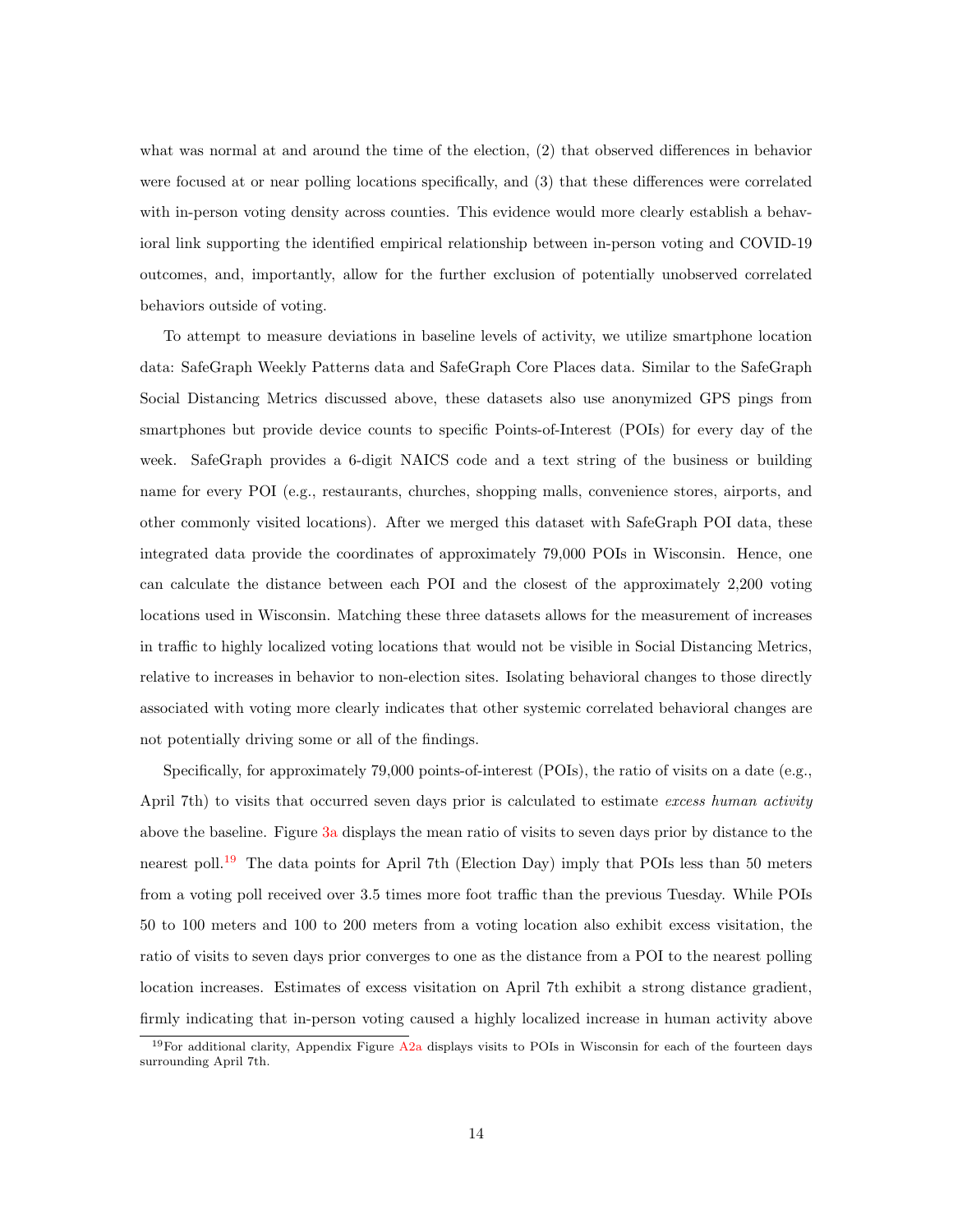what was normal at and around the time of the election, (2) that observed differences in behavior were focused at or near polling locations specifically, and (3) that these differences were correlated with in-person voting density across counties. This evidence would more clearly establish a behavioral link supporting the identified empirical relationship between in-person voting and COVID-19 outcomes, and, importantly, allow for the further exclusion of potentially unobserved correlated behaviors outside of voting.

To attempt to measure deviations in baseline levels of activity, we utilize smartphone location data: SafeGraph Weekly Patterns data and SafeGraph Core Places data. Similar to the SafeGraph Social Distancing Metrics discussed above, these datasets also use anonymized GPS pings from smartphones but provide device counts to specific Points-of-Interest (POIs) for every day of the week. SafeGraph provides a 6-digit NAICS code and a text string of the business or building name for every POI (e.g., restaurants, churches, shopping malls, convenience stores, airports, and other commonly visited locations). After we merged this dataset with SafeGraph POI data, these integrated data provide the coordinates of approximately 79,000 POIs in Wisconsin. Hence, one can calculate the distance between each POI and the closest of the approximately 2,200 voting locations used in Wisconsin. Matching these three datasets allows for the measurement of increases in traffic to highly localized voting locations that would not be visible in Social Distancing Metrics, relative to increases in behavior to non-election sites. Isolating behavioral changes to those directly associated with voting more clearly indicates that other systemic correlated behavioral changes are not potentially driving some or all of the findings.

Specifically, for approximately 79,000 points-of-interest (POIs), the ratio of visits on a date (e.g., April 7th) to visits that occurred seven days prior is calculated to estimate *excess human activity* above the baseline. Figure 3a displays the mean ratio of visits to seven days prior by distance to the nearest poll.[19] The data points for April 7th (Election Day) imply that POIs less than 50 meters from a voting poll received over 3.5 times more foot traffic than the previous Tuesday. While POIs 50 to 100 meters and 100 to 200 meters from a voting location also exhibit excess visitation, the ratio of visits to seven days prior converges to one as the distance from a POI to the nearest polling location increases. Estimates of excess visitation on April 7th exhibit a strong distance gradient, firmly indicating that in-person voting caused a highly localized increase in human activity above

[19] For additional clarity, Appendix Figure A2a displays visits to POIs in Wisconsin for each of the fourteen days surrounding April 7th.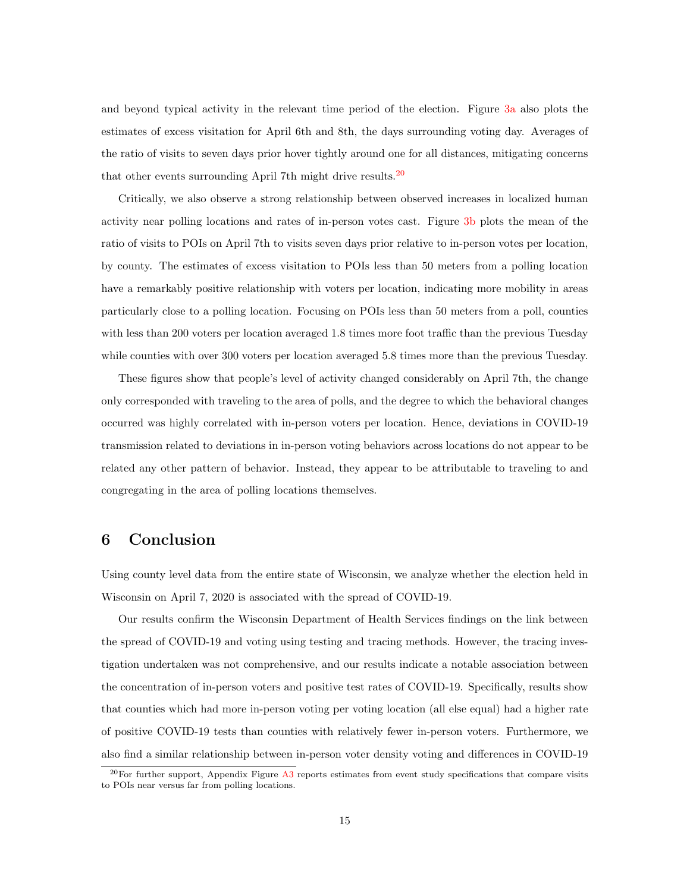and beyond typical activity in the relevant time period of the election. Figure 3a also plots the estimates of excess visitation for April 6th and 8th, the days surrounding voting day. Averages of the ratio of visits to seven days prior hover tightly around one for all distances, mitigating concerns that other events surrounding April 7th might drive results.[20]

Critically, we also observe a strong relationship between observed increases in localized human activity near polling locations and rates of in-person votes cast. Figure 3b plots the mean of the ratio of visits to POIs on April 7th to visits seven days prior relative to in-person votes per location, by county. The estimates of excess visitation to POIs less than 50 meters from a polling location have a remarkably positive relationship with voters per location, indicating more mobility in areas particularly close to a polling location. Focusing on POIs less than 50 meters from a poll, counties with less than 200 voters per location averaged 1.8 times more foot traffic than the previous Tuesday while counties with over 300 voters per location averaged 5.8 times more than the previous Tuesday.

These figures show that people's level of activity changed considerably on April 7th, the change only corresponded with traveling to the area of polls, and the degree to which the behavioral changes occurred was highly correlated with in-person voters per location. Hence, deviations in COVID-19 transmission related to deviations in in-person voting behaviors across locations do not appear to be related any other pattern of behavior. Instead, they appear to be attributable to traveling to and congregating in the area of polling locations themselves.

## 6 Conclusion

Using county level data from the entire state of Wisconsin, we analyze whether the election held in Wisconsin on April 7, 2020 is associated with the spread of COVID-19.

Our results confirm the Wisconsin Department of Health Services findings on the link between the spread of COVID-19 and voting using testing and tracing methods. However, the tracing investigation undertaken was not comprehensive, and our results indicate a notable association between the concentration of in-person voters and positive test rates of COVID-19. Specifically, results show that counties which had more in-person voting per voting location (all else equal) had a higher rate of positive COVID-19 tests than counties with relatively fewer in-person voters. Furthermore, we also find a similar relationship between in-person voter density voting and differences in COVID-19

[20]For further support, Appendix Figure A3 reports estimates from event study specifications that compare visits to POIs near versus far from polling locations.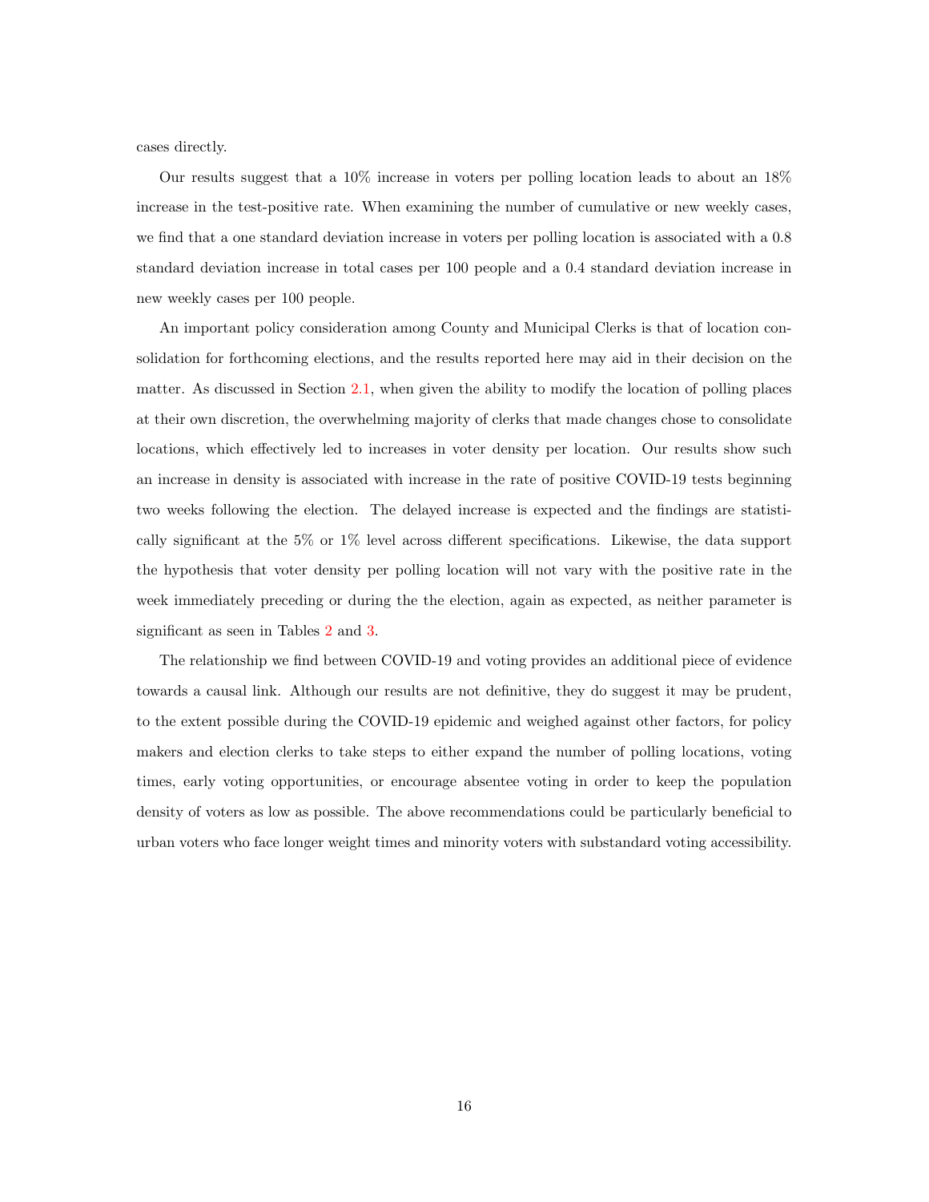cases directly.

Our results suggest that a 10% increase in voters per polling location leads to about an 18% increase in the test-positive rate. When examining the number of cumulative or new weekly cases, we find that a one standard deviation increase in voters per polling location is associated with a 0.8 standard deviation increase in total cases per 100 people and a 0.4 standard deviation increase in new weekly cases per 100 people.

An important policy consideration among County and Municipal Clerks is that of location consolidation for forthcoming elections, and the results reported here may aid in their decision on the matter. As discussed in Section 2.1, when given the ability to modify the location of polling places at their own discretion, the overwhelming majority of clerks that made changes chose to consolidate locations, which effectively led to increases in voter density per location. Our results show such an increase in density is associated with increase in the rate of positive COVID-19 tests beginning two weeks following the election. The delayed increase is expected and the findings are statistically significant at the 5% or 1% level across different specifications. Likewise, the data support the hypothesis that voter density per polling location will not vary with the positive rate in the week immediately preceding or during the the election, again as expected, as neither parameter is significant as seen in Tables 2 and 3.

The relationship we find between COVID-19 and voting provides an additional piece of evidence towards a causal link. Although our results are not definitive, they do suggest it may be prudent, to the extent possible during the COVID-19 epidemic and weighed against other factors, for policy makers and election clerks to take steps to either expand the number of polling locations, voting times, early voting opportunities, or encourage absentee voting in order to keep the population density of voters as low as possible. The above recommendations could be particularly beneficial to urban voters who face longer weight times and minority voters with substandard voting accessibility.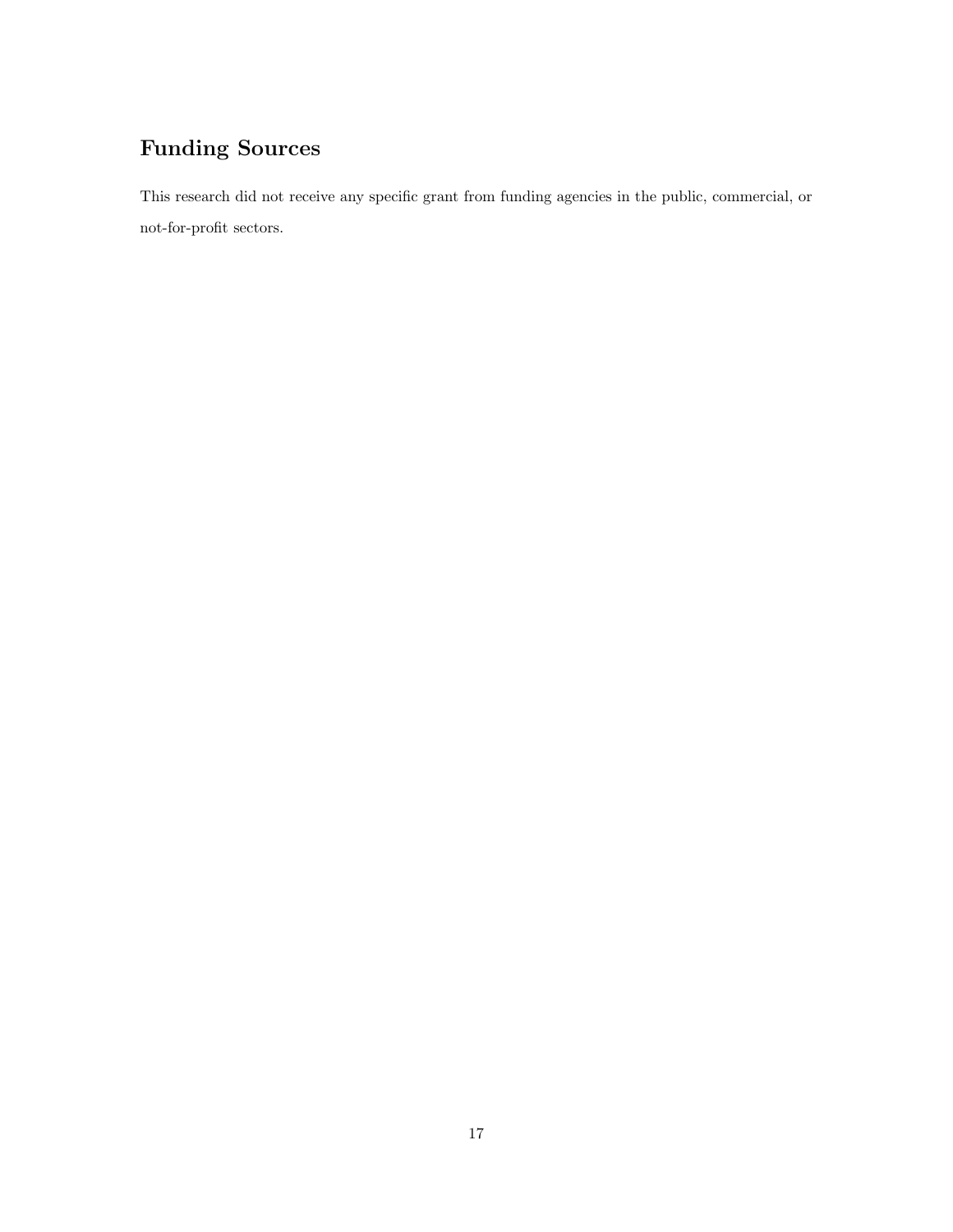## Funding Sources

This research did not receive any specific grant from funding agencies in the public, commercial, or not-for-profit sectors.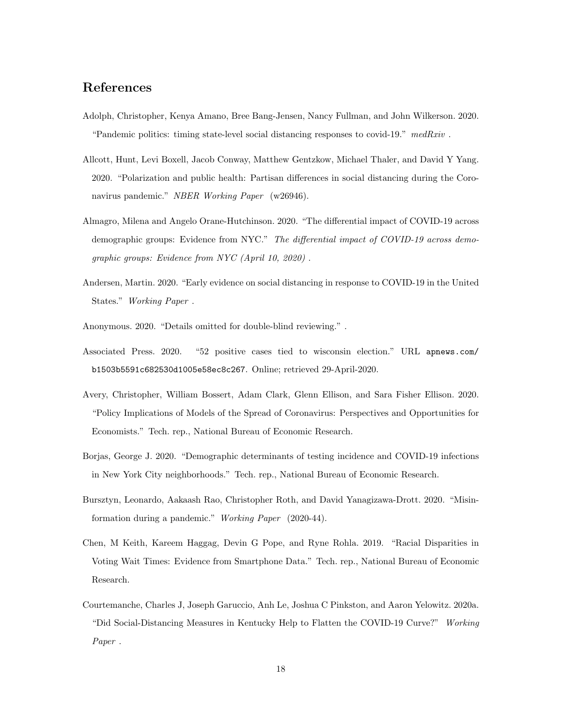## References

Adolph, Christopher, Kenya Amano, Bree Bang-Jensen, Nancy Fullman, and John Wilkerson. 2020. "Pandemic politics: timing state-level social distancing responses to covid-19." *medRxiv* .

Allcott, Hunt, Levi Boxell, Jacob Conway, Matthew Gentzkow, Michael Thaler, and David Y Yang. 2020. "Polarization and public health: Partisan differences in social distancing during the Coronavirus pandemic." *NBER Working Paper* (w26946).

Almagro, Milena and Angelo Orane-Hutchinson. 2020. "The differential impact of COVID-19 across demographic groups: Evidence from NYC." *The differential impact of COVID-19 across demographic groups: Evidence from NYC (April 10, 2020)* .

Andersen, Martin. 2020. "Early evidence on social distancing in response to COVID-19 in the United States." *Working Paper* .

Anonymous. 2020. "Details omitted for double-blind reviewing." .

Associated Press. 2020. "52 positive cases tied to wisconsin election." URL `apnews.com/b1503b5591c682530d1005e58ec8c267`. Online; retrieved 29-April-2020.

Avery, Christopher, William Bossert, Adam Clark, Glenn Ellison, and Sara Fisher Ellison. 2020. "Policy Implications of Models of the Spread of Coronavirus: Perspectives and Opportunities for Economists." Tech. rep., National Bureau of Economic Research.

Borjas, George J. 2020. "Demographic determinants of testing incidence and COVID-19 infections in New York City neighborhoods." Tech. rep., National Bureau of Economic Research.

Bursztyn, Leonardo, Aakaash Rao, Christopher Roth, and David Yanagizawa-Drott. 2020. "Misinformation during a pandemic." *Working Paper* (2020-44).

Chen, M Keith, Kareem Haggag, Devin G Pope, and Ryne Rohla. 2019. "Racial Disparities in Voting Wait Times: Evidence from Smartphone Data." Tech. rep., National Bureau of Economic Research.

Courtemanche, Charles J, Joseph Garuccio, Anh Le, Joshua C Pinkston, and Aaron Yelowitz. 2020a. "Did Social-Distancing Measures in Kentucky Help to Flatten the COVID-19 Curve?" *Working Paper* .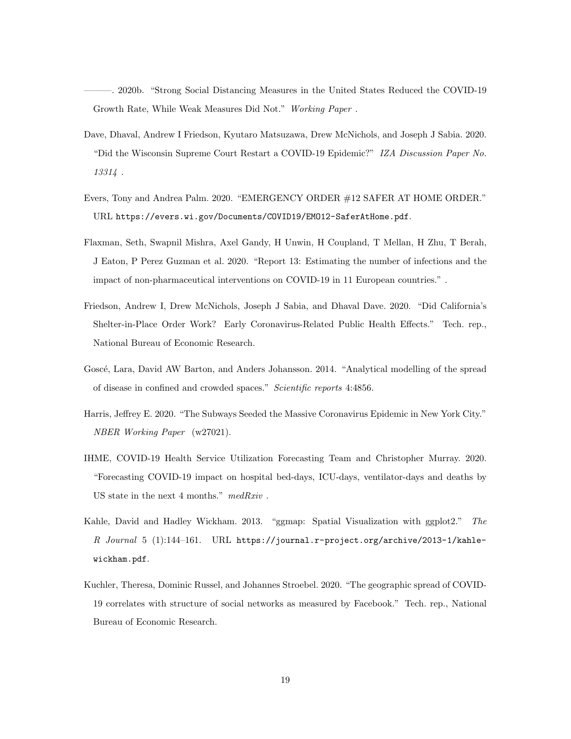———. 2020b. "Strong Social Distancing Measures in the United States Reduced the COVID-19 Growth Rate, While Weak Measures Did Not." *Working Paper* .

Dave, Dhaval, Andrew I Friedson, Kyutaro Matsuzawa, Drew McNichols, and Joseph J Sabia. 2020. "Did the Wisconsin Supreme Court Restart a COVID-19 Epidemic?" *IZA Discussion Paper No. 13314* .

Evers, Tony and Andrea Palm. 2020. "EMERGENCY ORDER #12 SAFER AT HOME ORDER." URL `https://evers.wi.gov/Documents/COVID19/EMO12-SaferAtHome.pdf`.

Flaxman, Seth, Swapnil Mishra, Axel Gandy, H Unwin, H Coupland, T Mellan, H Zhu, T Berah, J Eaton, P Perez Guzman et al. 2020. "Report 13: Estimating the number of infections and the impact of non-pharmaceutical interventions on COVID-19 in 11 European countries." .

Friedson, Andrew I, Drew McNichols, Joseph J Sabia, and Dhaval Dave. 2020. "Did California's Shelter-in-Place Order Work? Early Coronavirus-Related Public Health Effects." Tech. rep., National Bureau of Economic Research.

Goscé, Lara, David AW Barton, and Anders Johansson. 2014. "Analytical modelling of the spread of disease in confined and crowded spaces." *Scientific reports* 4:4856.

Harris, Jeffrey E. 2020. "The Subways Seeded the Massive Coronavirus Epidemic in New York City." *NBER Working Paper* (w27021).

IHME, COVID-19 Health Service Utilization Forecasting Team and Christopher Murray. 2020. "Forecasting COVID-19 impact on hospital bed-days, ICU-days, ventilator-days and deaths by US state in the next 4 months." *medRxiv* .

Kahle, David and Hadley Wickham. 2013. "ggmap: Spatial Visualization with ggplot2." *The R Journal* 5 (1):144–161. URL `https://journal.r-project.org/archive/2013-1/kahle-wickham.pdf`.

Kuchler, Theresa, Dominic Russel, and Johannes Stroebel. 2020. "The geographic spread of COVID-19 correlates with structure of social networks as measured by Facebook." Tech. rep., National Bureau of Economic Research.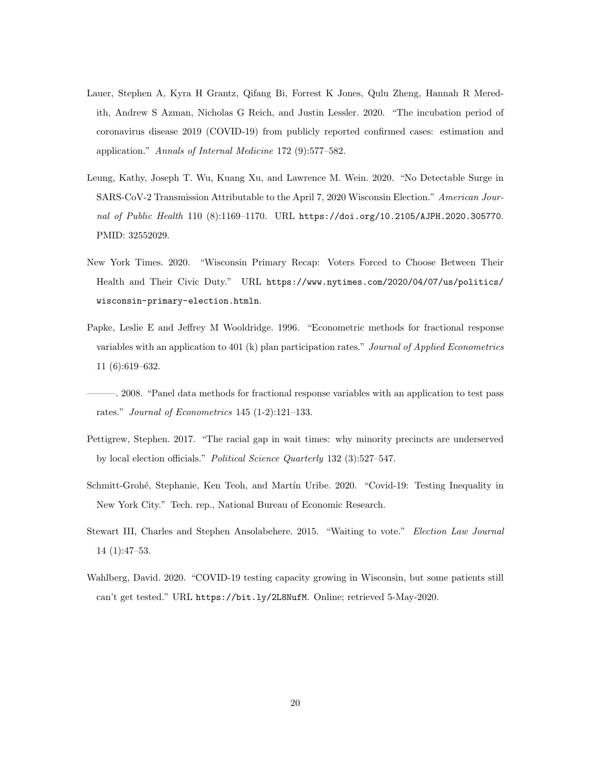Lauer, Stephen A, Kyra H Grantz, Qifang Bi, Forrest K Jones, Qulu Zheng, Hannah R Meredith, Andrew S Azman, Nicholas G Reich, and Justin Lessler. 2020. "The incubation period of coronavirus disease 2019 (COVID-19) from publicly reported confirmed cases: estimation and application." *Annals of Internal Medicine* 172 (9):577–582.

Leung, Kathy, Joseph T. Wu, Kuang Xu, and Lawrence M. Wein. 2020. "No Detectable Surge in SARS-CoV-2 Transmission Attributable to the April 7, 2020 Wisconsin Election." *American Journal of Public Health* 110 (8):1169–1170. URL `https://doi.org/10.2105/AJPH.2020.305770`. PMID: 32552029.

New York Times. 2020. "Wisconsin Primary Recap: Voters Forced to Choose Between Their Health and Their Civic Duty." URL `https://www.nytimes.com/2020/04/07/us/politics/wisconsin-primary-election.htmln`.

Papke, Leslie E and Jeffrey M Wooldridge. 1996. "Econometric methods for fractional response variables with an application to 401 (k) plan participation rates." *Journal of Applied Econometrics* 11 (6):619–632.

———. 2008. "Panel data methods for fractional response variables with an application to test pass rates." *Journal of Econometrics* 145 (1-2):121–133.

Pettigrew, Stephen. 2017. "The racial gap in wait times: why minority precincts are underserved by local election officials." *Political Science Quarterly* 132 (3):527–547.

Schmitt-Grohé, Stephanie, Ken Teoh, and Martín Uribe. 2020. "Covid-19: Testing Inequality in New York City." Tech. rep., National Bureau of Economic Research.

Stewart III, Charles and Stephen Ansolabehere. 2015. "Waiting to vote." *Election Law Journal* 14 (1):47–53.

Wahlberg, David. 2020. "COVID-19 testing capacity growing in Wisconsin, but some patients still can't get tested." URL `https://bit.ly/2L8NufM`. Online; retrieved 5-May-2020.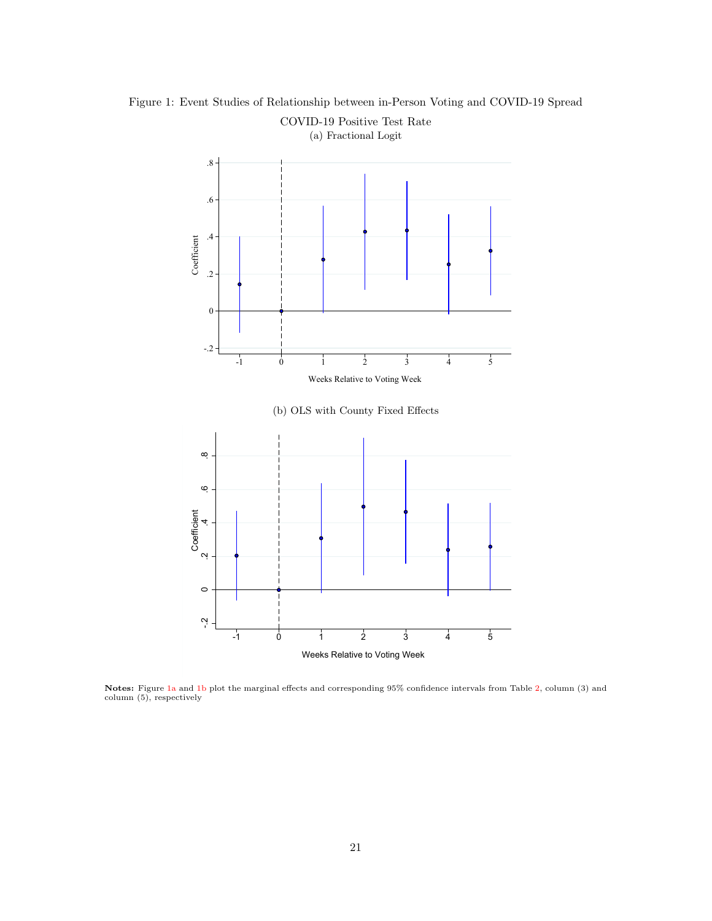Figure 1: Event Studies of Relationship between in-Person Voting and COVID-19 Spread

COVID-19 Positive Test Rate

(a) Fractional Logit

(b) OLS with County Fixed Effects

**Notes:** Figure 1a and 1b plot the marginal effects and corresponding 95% confidence intervals from Table 2, column (3) and column (5), respectively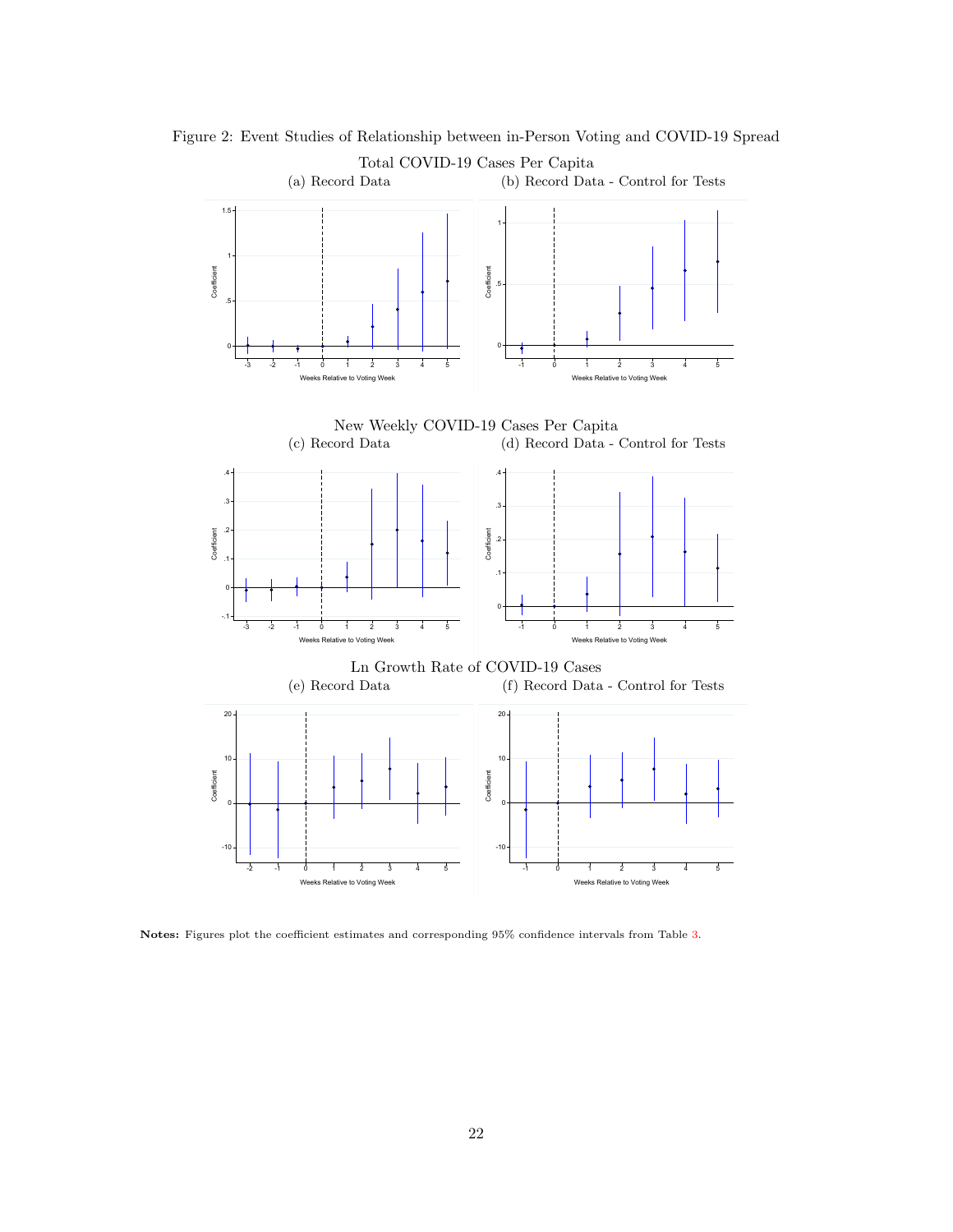Figure 2: Event Studies of Relationship between in-Person Voting and COVID-19 Spread

Total COVID-19 Cases Per Capita

(a) Record Data

(b) Record Data - Control for Tests

New Weekly COVID-19 Cases Per Capita

(c) Record Data

(d) Record Data - Control for Tests

Ln Growth Rate of COVID-19 Cases

(e) Record Data

(f) Record Data - Control for Tests

**Notes:** Figures plot the coefficient estimates and corresponding 95% confidence intervals from Table 3.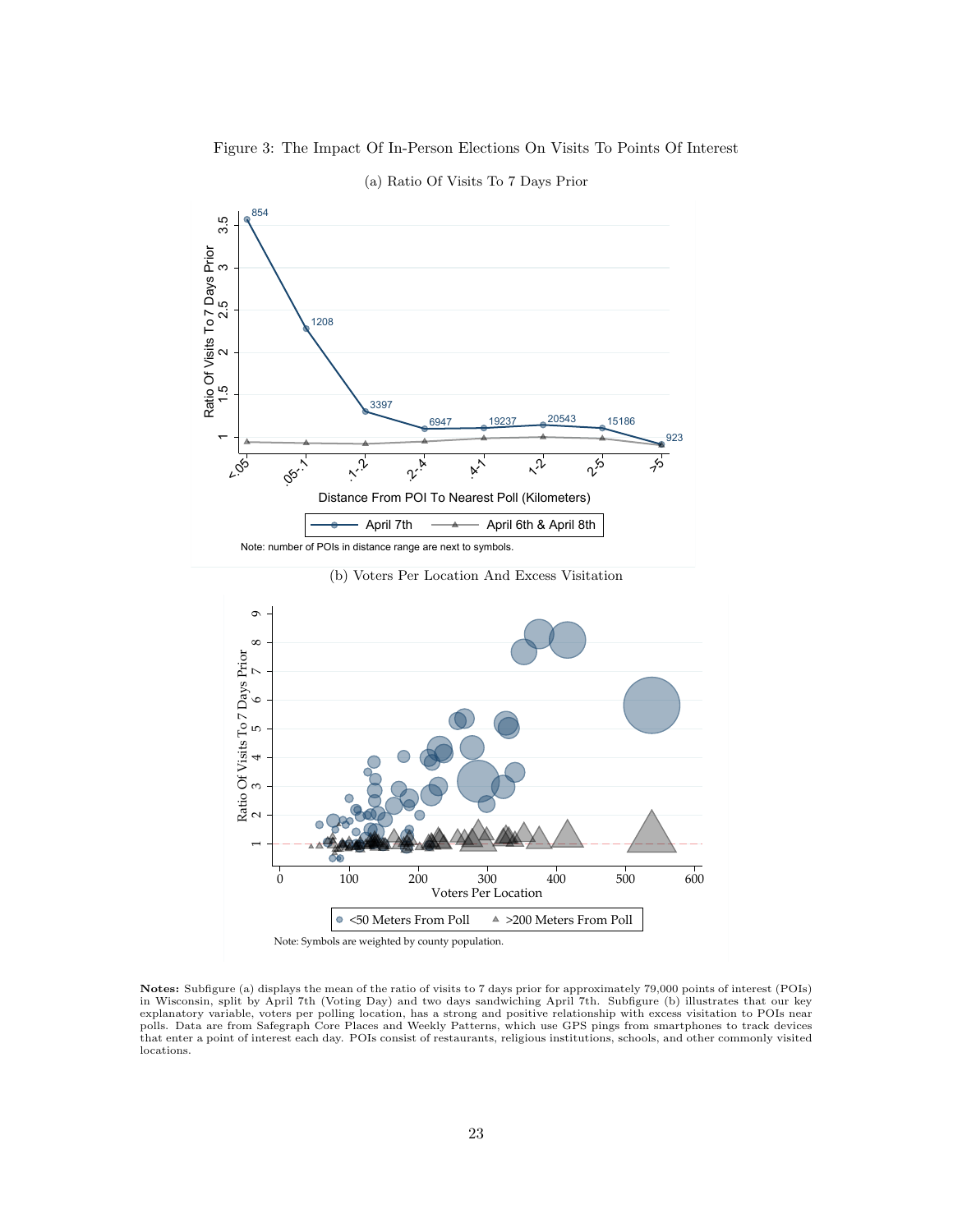Figure 3: The Impact Of In-Person Elections On Visits To Points Of Interest

(a) Ratio Of Visits To 7 Days Prior

Note: number of POIs in distance range are next to symbols.

(b) Voters Per Location And Excess Visitation

Note: Symbols are weighted by county population.

**Notes:** Subfigure (a) displays the mean of the ratio of visits to 7 days prior for approximately 79,000 points of interest (POIs) in Wisconsin, split by April 7th (Voting Day) and two days sandwiching April 7th. Subfigure (b) illustrates that our key explanatory variable, voters per polling location, has a strong and positive relationship with excess visitation to POIs near polls. Data are from Safegraph Core Places and Weekly Patterns, which use GPS pings from smartphones to track devices that enter a point of interest each day. POIs consist of restaurants, religious institutions, schools, and other commonly visited locations.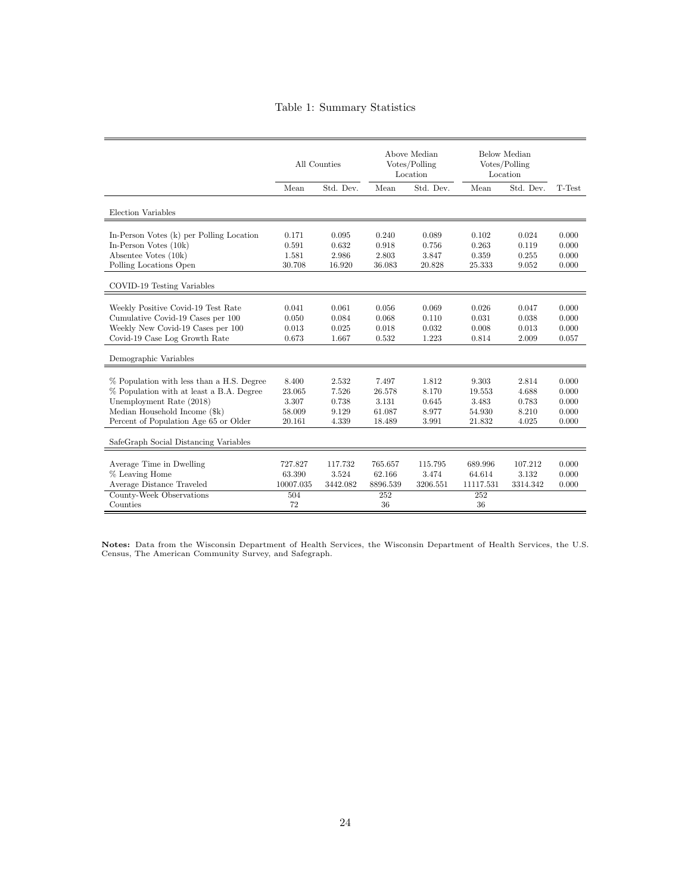Table 1: Summary Statistics

| | All Counties | | Above Median Votes/Polling Location | | Below Median Votes/Polling Location | | |
|---|---|---|---|---|---|---|---|
| | Mean | Std. Dev. | Mean | Std. Dev. | Mean | Std. Dev. | T-Test |
| Election Variables | | | | | | | |
| In-Person Votes (k) per Polling Location | 0.171 | 0.095 | 0.240 | 0.089 | 0.102 | 0.024 | 0.000 |
| In-Person Votes (10k) | 0.591 | 0.632 | 0.918 | 0.756 | 0.263 | 0.119 | 0.000 |
| Absentee Votes (10k) | 1.581 | 2.986 | 2.803 | 3.847 | 0.359 | 0.255 | 0.000 |
| Polling Locations Open | 30.708 | 16.920 | 36.083 | 20.828 | 25.333 | 9.052 | 0.000 |
| COVID-19 Testing Variables | | | | | | | |
| Weekly Positive Covid-19 Test Rate | 0.041 | 0.061 | 0.056 | 0.069 | 0.026 | 0.047 | 0.000 |
| Cumulative Covid-19 Cases per 100 | 0.050 | 0.084 | 0.068 | 0.110 | 0.031 | 0.038 | 0.000 |
| Weekly New Covid-19 Cases per 100 | 0.013 | 0.025 | 0.018 | 0.032 | 0.008 | 0.013 | 0.000 |
| Covid-19 Case Log Growth Rate | 0.673 | 1.667 | 0.532 | 1.223 | 0.814 | 2.009 | 0.057 |
| Demographic Variables | | | | | | | |
| % Population with less than a H.S. Degree | 8.400 | 2.532 | 7.497 | 1.812 | 9.303 | 2.814 | 0.000 |
| % Population with at least a B.A. Degree | 23.065 | 7.526 | 26.578 | 8.170 | 19.553 | 4.688 | 0.000 |
| Unemployment Rate (2018) | 3.307 | 0.738 | 3.131 | 0.645 | 3.483 | 0.783 | 0.000 |
| Median Household Income ($k) | 58.009 | 9.129 | 61.087 | 8.977 | 54.930 | 8.210 | 0.000 |
| Percent of Population Age 65 or Older | 20.161 | 4.339 | 18.489 | 3.991 | 21.832 | 4.025 | 0.000 |
| SafeGraph Social Distancing Variables | | | | | | | |
| Average Time in Dwelling | 727.827 | 117.732 | 765.657 | 115.795 | 689.996 | 107.212 | 0.000 |
| % Leaving Home | 63.390 | 3.524 | 62.166 | 3.474 | 64.614 | 3.132 | 0.000 |
| Average Distance Traveled | 10007.035 | 3442.082 | 8896.539 | 3206.551 | 11117.531 | 3314.342 | 0.000 |
| County-Week Observations | 504 | | 252 | | 252 | | |
| Counties | 72 | | 36 | | 36 | | |

**Notes:** Data from the Wisconsin Department of Health Services, the Wisconsin Department of Health Services, the U.S. Census, The American Community Survey, and Safegraph.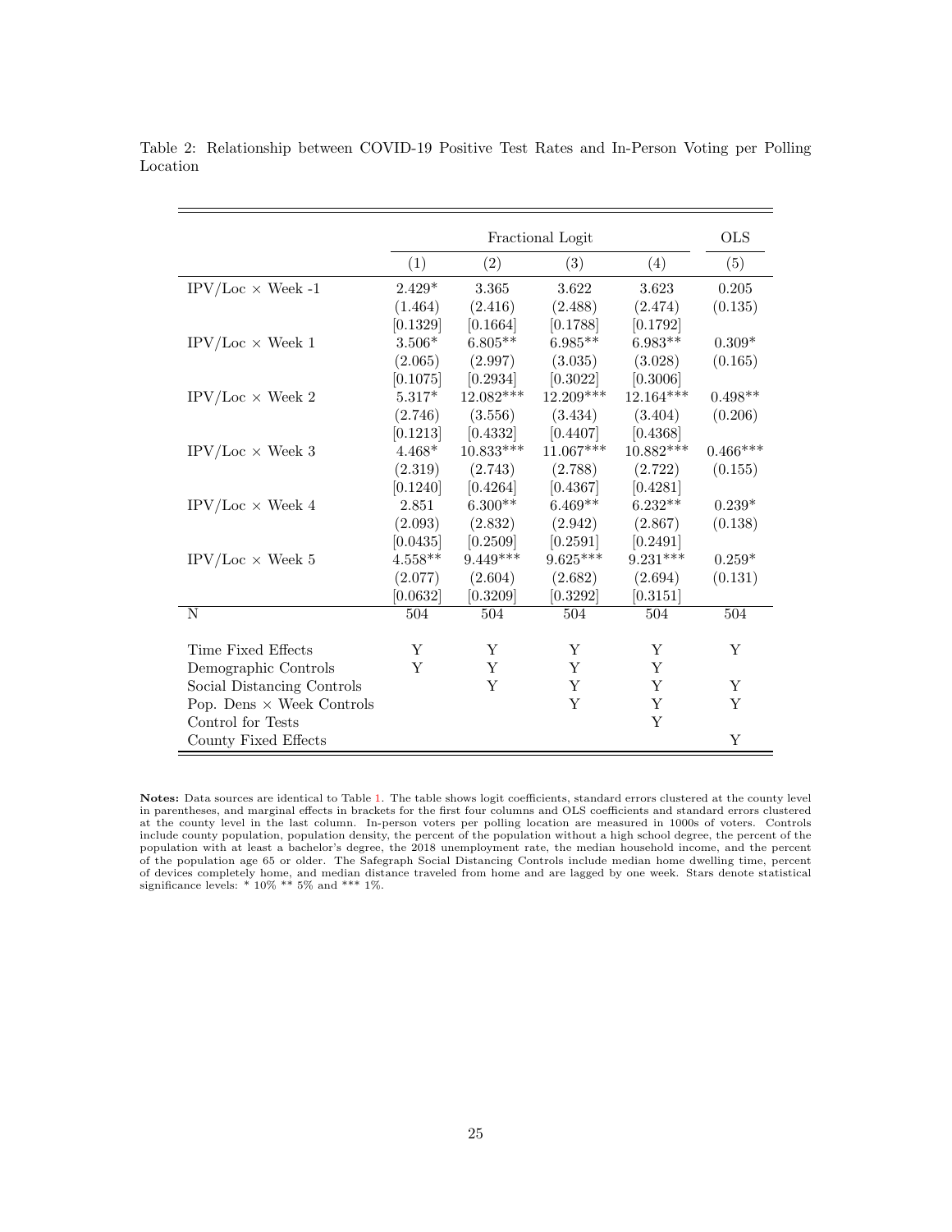Table 2: Relationship between COVID-19 Positive Test Rates and In-Person Voting per Polling Location

| | Fractional Logit | | | | OLS |
|---|---|---|---|---|---|
| | (1) | (2) | (3) | (4) | (5) |
| IPV/Loc × Week -1 | 2.429* | 3.365 | 3.622 | 3.623 | 0.205 |
| | (1.464) | (2.416) | (2.488) | (2.474) | (0.135) |
| | [0.1329] | [0.1664] | [0.1788] | [0.1792] | |
| IPV/Loc × Week 1 | 3.506* | 6.805** | 6.985** | 6.983** | 0.309* |
| | (2.065) | (2.997) | (3.035) | (3.028) | (0.165) |
| | [0.1075] | [0.2934] | [0.3022] | [0.3006] | |
| IPV/Loc × Week 2 | 5.317* | 12.082*** | 12.209*** | 12.164*** | 0.498** |
| | (2.746) | (3.556) | (3.434) | (3.404) | (0.206) |
| | [0.1213] | [0.4332] | [0.4407] | [0.4368] | |
| IPV/Loc × Week 3 | 4.468* | 10.833*** | 11.067*** | 10.882*** | 0.466*** |
| | (2.319) | (2.743) | (2.788) | (2.722) | (0.155) |
| | [0.1240] | [0.4264] | [0.4367] | [0.4281] | |
| IPV/Loc × Week 4 | 2.851 | 6.300** | 6.469** | 6.232** | 0.239* |
| | (2.093) | (2.832) | (2.942) | (2.867) | (0.138) |
| | [0.0435] | [0.2509] | [0.2591] | [0.2491] | |
| IPV/Loc × Week 5 | 4.558** | 9.449*** | 9.625*** | 9.231*** | 0.259* |
| | (2.077) | (2.604) | (2.682) | (2.694) | (0.131) |
| | [0.0632] | [0.3209] | [0.3292] | [0.3151] | |
| N | 504 | 504 | 504 | 504 | 504 |
| Time Fixed Effects | Y | Y | Y | Y | Y |
| Demographic Controls | Y | Y | Y | Y | |
| Social Distancing Controls | | Y | Y | Y | Y |
| Pop. Dens × Week Controls | | | Y | Y | Y |
| Control for Tests | | | | Y | |
| County Fixed Effects | | | | | Y |

**Notes:** Data sources are identical to Table 1. The table shows logit coefficients, standard errors clustered at the county level in parentheses, and marginal effects in brackets for the first four columns and OLS coefficients and standard errors clustered at the county level in the last column. In-person voters per polling location are measured in 1000s of voters. Controls include county population, population density, the percent of the population without a high school degree, the percent of the population with at least a bachelor's degree, the 2018 unemployment rate, the median household income, and the percent of the population age 65 or older. The Safegraph Social Distancing Controls include median home dwelling time, percent of devices completely home, and median distance traveled from home and are lagged by one week. Stars denote statistical significance levels: * 10% ** 5% and *** 1%.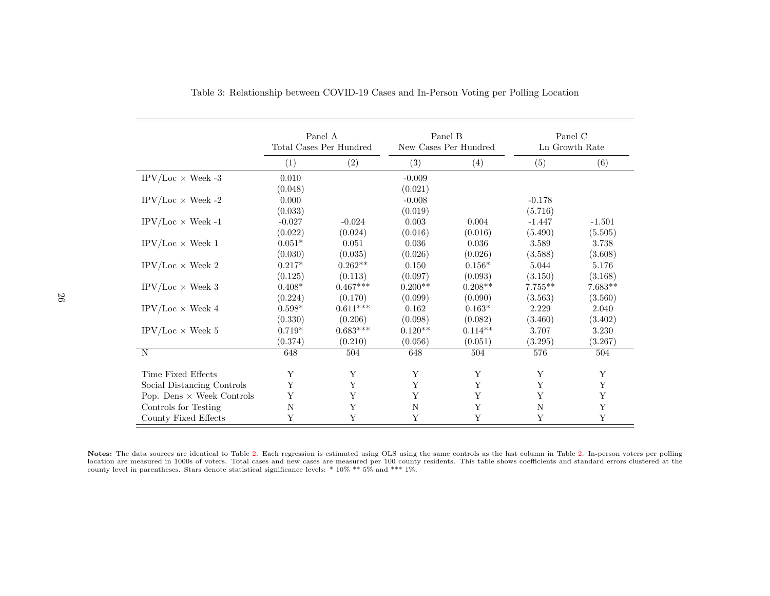Table 3: Relationship between COVID-19 Cases and In-Person Voting per Polling Location

| | Panel A Total Cases Per Hundred | | Panel B New Cases Per Hundred | | Panel C Ln Growth Rate | |
|---|---|---|---|---|---|---|
| | (1) | (2) | (3) | (4) | (5) | (6) |
| IPV/Loc × Week -3 | 0.010 | | -0.009 | | | |
| | (0.048) | | (0.021) | | | |
| IPV/Loc × Week -2 | 0.000 | | -0.008 | | -0.178 | |
| | (0.033) | | (0.019) | | (5.716) | |
| IPV/Loc × Week -1 | -0.027 | -0.024 | 0.003 | 0.004 | -1.447 | -1.501 |
| | (0.022) | (0.024) | (0.016) | (0.016) | (5.490) | (5.505) |
| IPV/Loc × Week 1 | 0.051* | 0.051 | 0.036 | 0.036 | 3.589 | 3.738 |
| | (0.030) | (0.035) | (0.026) | (0.026) | (3.588) | (3.608) |
| IPV/Loc × Week 2 | 0.217* | 0.262** | 0.150 | 0.156* | 5.044 | 5.176 |
| | (0.125) | (0.113) | (0.097) | (0.093) | (3.150) | (3.168) |
| IPV/Loc × Week 3 | 0.408* | 0.467*** | 0.200** | 0.208** | 7.755** | 7.683** |
| | (0.224) | (0.170) | (0.099) | (0.090) | (3.563) | (3.560) |
| IPV/Loc × Week 4 | 0.598* | 0.611*** | 0.162 | 0.163* | 2.229 | 2.040 |
| | (0.330) | (0.206) | (0.098) | (0.082) | (3.460) | (3.402) |
| IPV/Loc × Week 5 | 0.719* | 0.683*** | 0.120** | 0.114** | 3.707 | 3.230 |
| | (0.374) | (0.210) | (0.056) | (0.051) | (3.295) | (3.267) |
| N | 648 | 504 | 648 | 504 | 576 | 504 |
| Time Fixed Effects | Y | Y | Y | Y | Y | Y |
| Social Distancing Controls | Y | Y | Y | Y | Y | Y |
| Pop. Dens × Week Controls | Y | Y | Y | Y | Y | Y |
| Controls for Testing | N | Y | N | Y | N | Y |
| County Fixed Effects | Y | Y | Y | Y | Y | Y |

**Notes:** The data sources are identical to Table 2. Each regression is estimated using OLS using the same controls as the last column in Table 2. In-person voters per polling location are measured in 1000s of voters. Total cases and new cases are measured per 100 county residents. This table shows coefficients and standard errors clustered at the county level in parentheses. Stars denote statistical significance levels: * 10% ** 5% and *** 1%.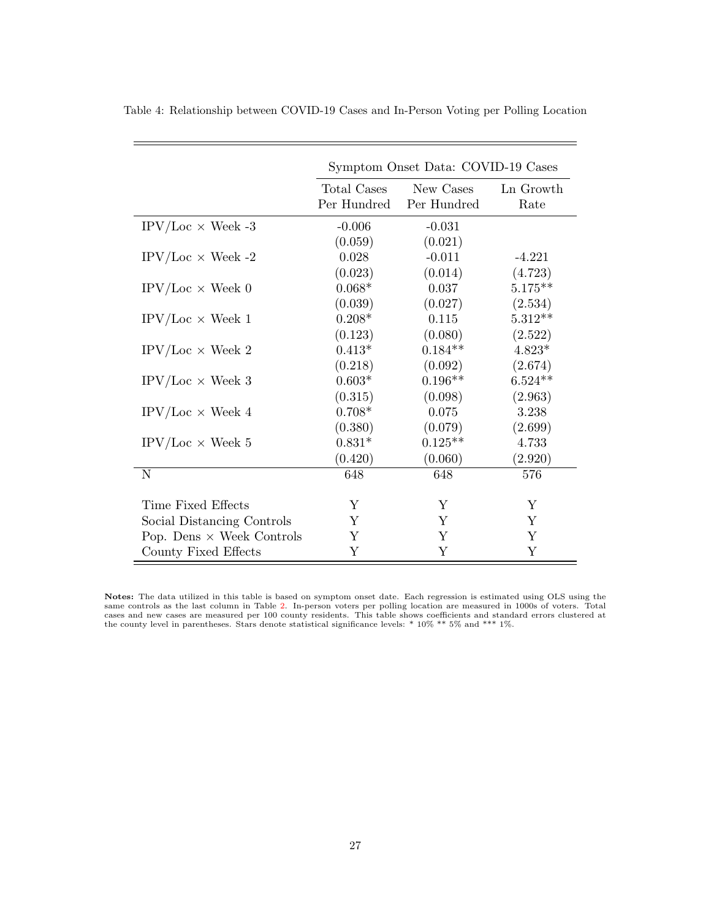Table 4: Relationship between COVID-19 Cases and In-Person Voting per Polling Location

| | Symptom Onset Data: COVID-19 Cases | | |
|---|---|---|---|
| | Total Cases Per Hundred | New Cases Per Hundred | Ln Growth Rate |
| IPV/Loc × Week -3 | -0.006 | -0.031 | |
| | (0.059) | (0.021) | |
| IPV/Loc × Week -2 | 0.028 | -0.011 | -4.221 |
| | (0.023) | (0.014) | (4.723) |
| IPV/Loc × Week 0 | 0.068* | 0.037 | 5.175** |
| | (0.039) | (0.027) | (2.534) |
| IPV/Loc × Week 1 | 0.208* | 0.115 | 5.312** |
| | (0.123) | (0.080) | (2.522) |
| IPV/Loc × Week 2 | 0.413* | 0.184** | 4.823* |
| | (0.218) | (0.092) | (2.674) |
| IPV/Loc × Week 3 | 0.603* | 0.196** | 6.524** |
| | (0.315) | (0.098) | (2.963) |
| IPV/Loc × Week 4 | 0.708* | 0.075 | 3.238 |
| | (0.380) | (0.079) | (2.699) |
| IPV/Loc × Week 5 | 0.831* | 0.125** | 4.733 |
| | (0.420) | (0.060) | (2.920) |
| N | 648 | 648 | 576 |
| Time Fixed Effects | Y | Y | Y |
| Social Distancing Controls | Y | Y | Y |
| Pop. Dens × Week Controls | Y | Y | Y |
| County Fixed Effects | Y | Y | Y |

**Notes:** The data utilized in this table is based on symptom onset date. Each regression is estimated using OLS using the same controls as the last column in Table 2. In-person voters per polling location are measured in 1000s of voters. Total cases and new cases are measured per 100 county residents. This table shows coefficients and standard errors clustered at the county level in parentheses. Stars denote statistical significance levels: * 10% ** 5% and *** 1%.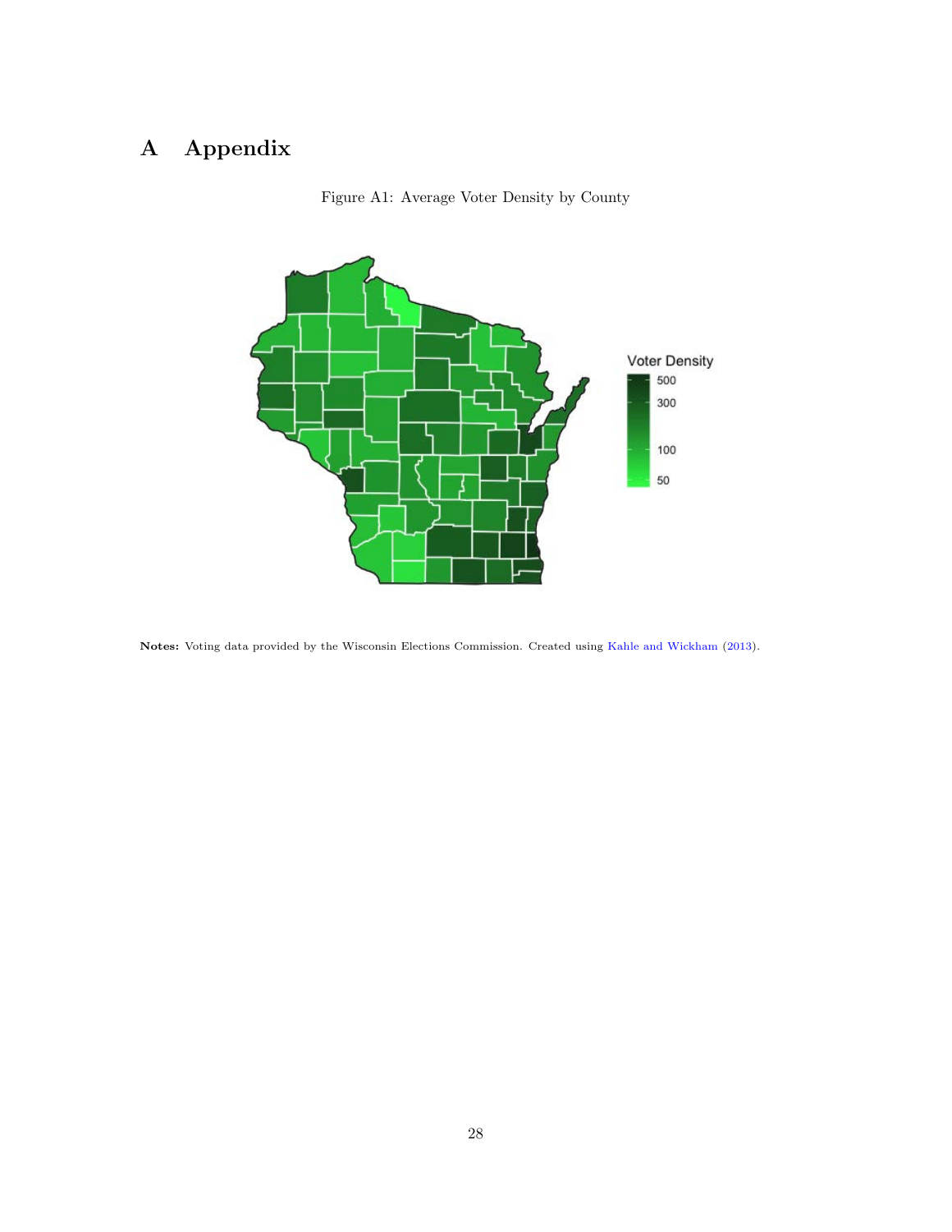# A Appendix

Figure A1: Average Voter Density by County

**Notes:** Voting data provided by the Wisconsin Elections Commission. Created using Kahle and Wickham (2013).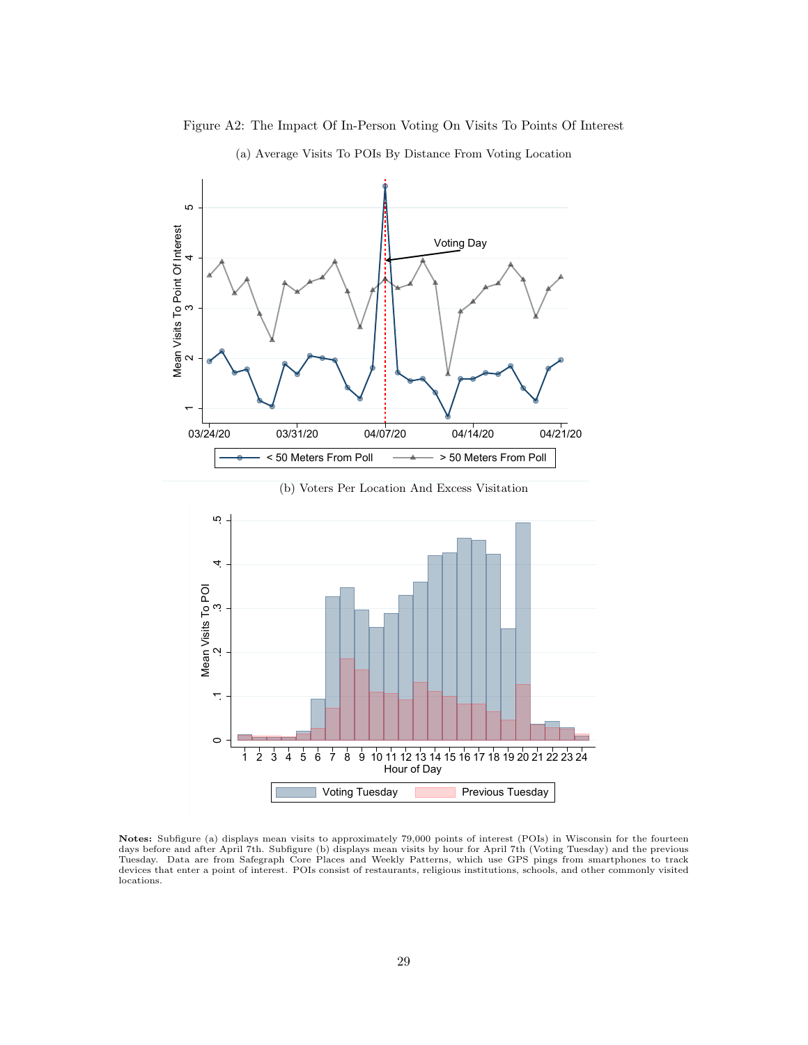Figure A2: The Impact Of In-Person Voting On Visits To Points Of Interest

(a) Average Visits To POIs By Distance From Voting Location

(b) Voters Per Location And Excess Visitation

**Notes:** Subfigure (a) displays mean visits to approximately 79,000 points of interest (POIs) in Wisconsin for the fourteen days before and after April 7th. Subfigure (b) displays mean visits by hour for April 7th (Voting Tuesday) and the previous Tuesday. Data are from Safegraph Core Places and Weekly Patterns, which use GPS pings from smartphones to track devices that enter a point of interest. POIs consist of restaurants, religious institutions, schools, and other commonly visited locations.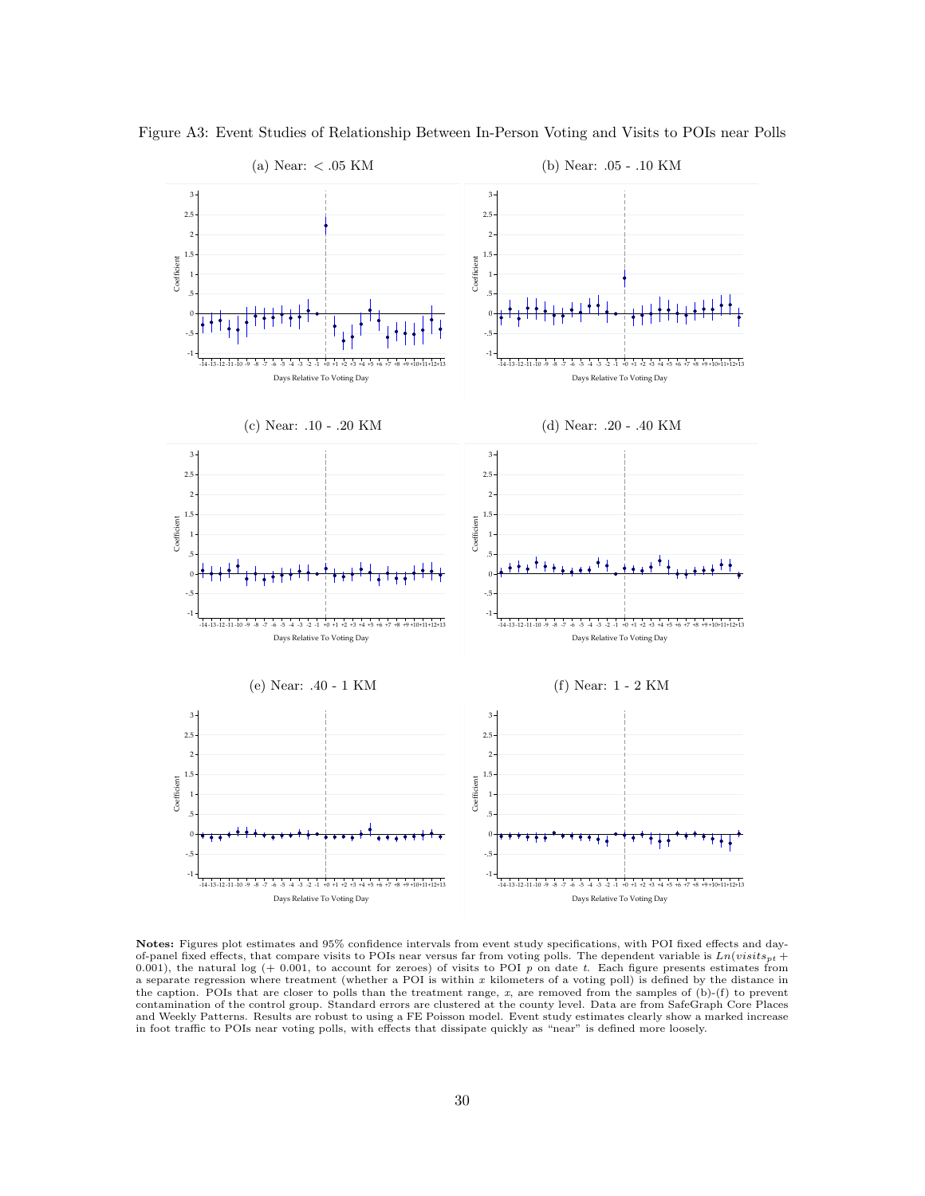Figure A3: Event Studies of Relationship Between In-Person Voting and Visits to POIs near Polls

(a) Near: < .05 KM

(b) Near: .05 - .10 KM

(c) Near: .10 - .20 KM

(d) Near: .20 - .40 KM

(e) Near: .40 - 1 KM

(f) Near: 1 - 2 KM

**Notes:** Figures plot estimates and 95% confidence intervals from event study specifications, with POI fixed effects and day-of-panel fixed effects, that compare visits to POIs near versus far from voting polls. The dependent variable is $Ln(visits_{pt} + 0.001)$, the natural log (+ 0.001, to account for zeroes) of visits to POI $p$ on date $t$. Each figure presents estimates from a separate regression where treatment (whether a POI is within $x$ kilometers of a voting poll) is defined by the distance in the caption. POIs that are closer to polls than the treatment range, $x$, are removed from the samples of (b)-(f) to prevent contamination of the control group. Standard errors are clustered at the county level. Data are from SafeGraph Core Places and Weekly Patterns. Results are robust to using a FE Poisson model. Event study estimates clearly show a marked increase in foot traffic to POIs near voting polls, with effects that dissipate quickly as "near" is defined more loosely.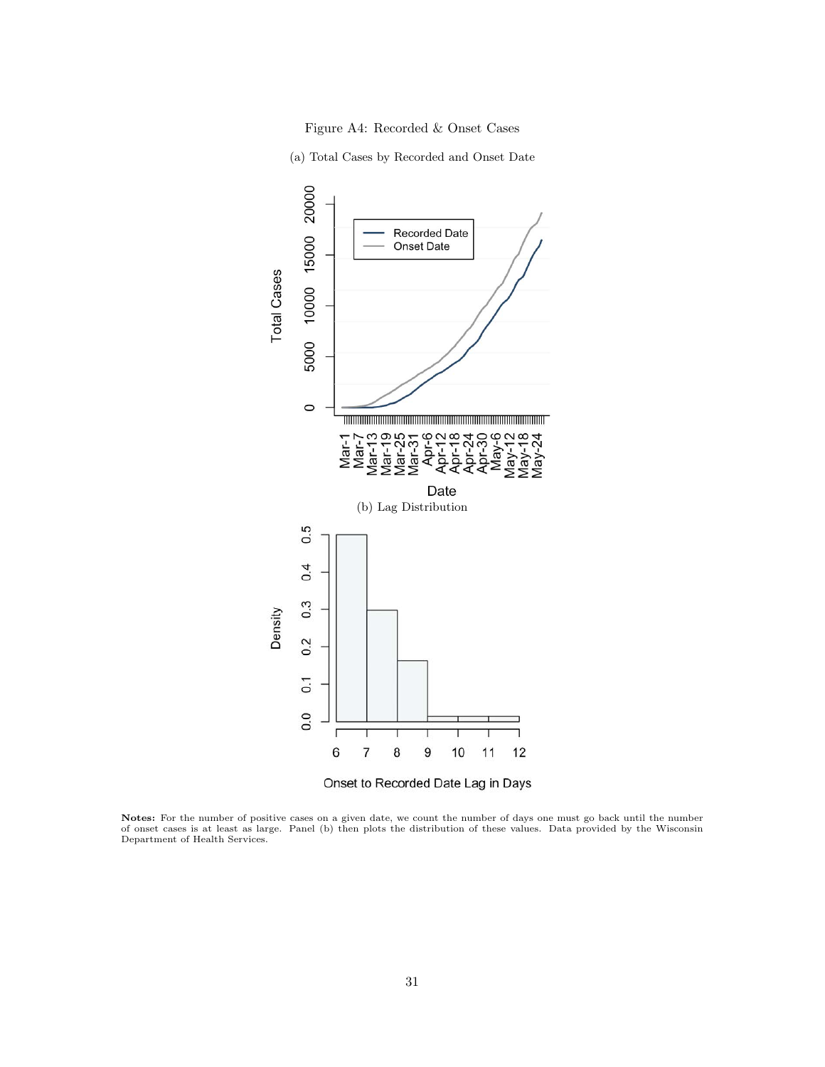Figure A4: Recorded & Onset Cases

(a) Total Cases by Recorded and Onset Date

(b) Lag Distribution

**Notes:** For the number of positive cases on a given date, we count the number of days one must go back until the number of onset cases is at least as large. Panel (b) then plots the distribution of these values. Data provided by the Wisconsin Department of Health Services.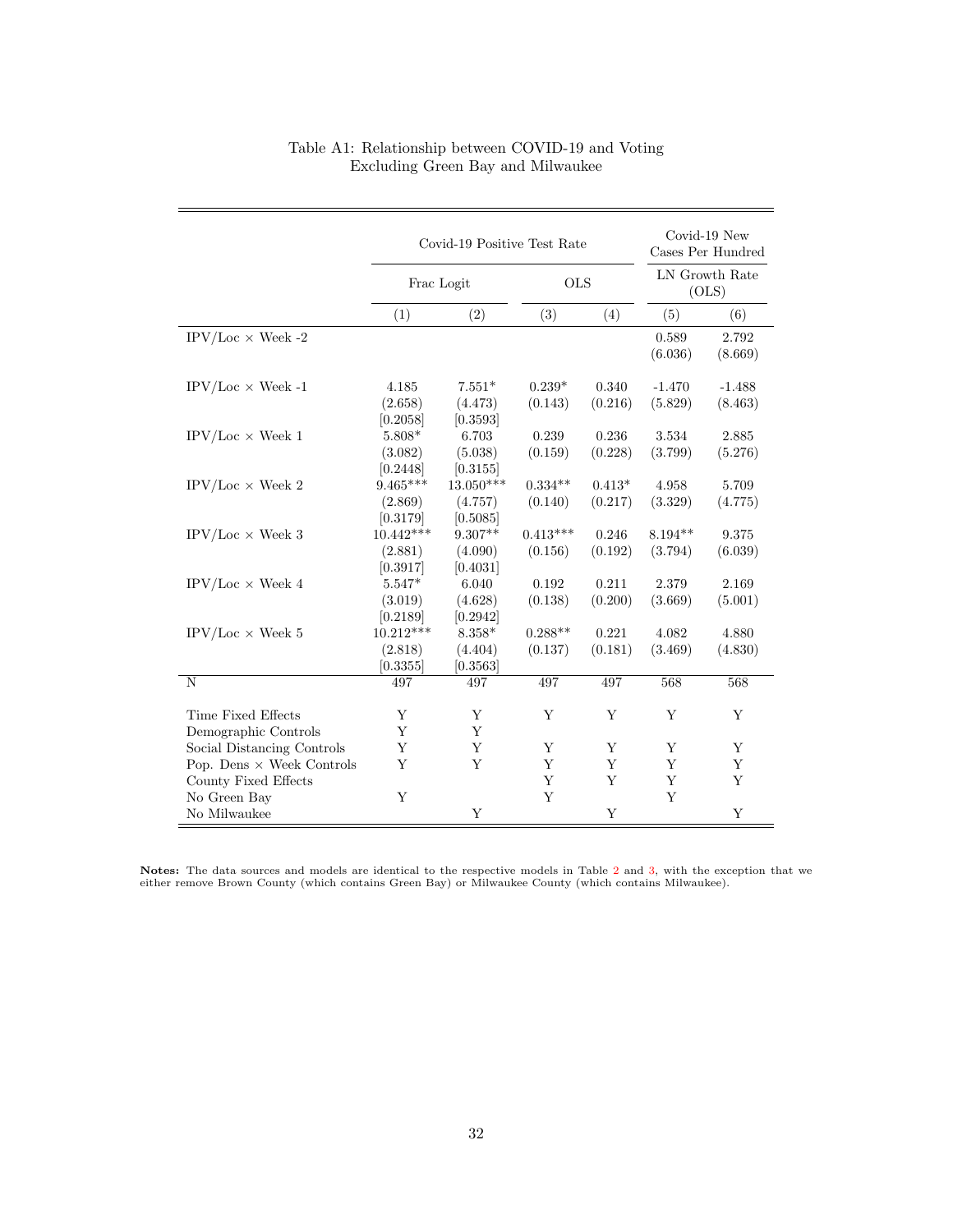Table A1: Relationship between COVID-19 and Voting
Excluding Green Bay and Milwaukee

| | Covid-19 Positive Test Rate | | | | Covid-19 New Cases Per Hundred | |
|---|---|---|---|---|---|---|
| | Frac Logit | | OLS | | LN Growth Rate (OLS) | |
| | (1) | (2) | (3) | (4) | (5) | (6) |
| IPV/Loc × Week -2 | | | | | 0.589 | 2.792 |
| | | | | | (6.036) | (8.669) |
| IPV/Loc × Week -1 | 4.185 | 7.551* | 0.239* | 0.340 | -1.470 | -1.488 |
| | (2.658) | (4.473) | (0.143) | (0.216) | (5.829) | (8.463) |
| | [0.2058] | [0.3593] | | | | |
| IPV/Loc × Week 1 | 5.808* | 6.703 | 0.239 | 0.236 | 3.534 | 2.885 |
| | (3.082) | (5.038) | (0.159) | (0.228) | (3.799) | (5.276) |
| | [0.2448] | [0.3155] | | | | |
| IPV/Loc × Week 2 | 9.465*** | 13.050*** | 0.334** | 0.413* | 4.958 | 5.709 |
| | (2.869) | (4.757) | (0.140) | (0.217) | (3.329) | (4.775) |
| | [0.3179] | [0.5085] | | | | |
| IPV/Loc × Week 3 | 10.442*** | 9.307** | 0.413*** | 0.246 | 8.194** | 9.375 |
| | (2.881) | (4.090) | (0.156) | (0.192) | (3.794) | (6.039) |
| | [0.3917] | [0.4031] | | | | |
| IPV/Loc × Week 4 | 5.547* | 6.040 | 0.192 | 0.211 | 2.379 | 2.169 |
| | (3.019) | (4.628) | (0.138) | (0.200) | (3.669) | (5.001) |
| | [0.2189] | [0.2942] | | | | |
| IPV/Loc × Week 5 | 10.212*** | 8.358* | 0.288** | 0.221 | 4.082 | 4.880 |
| | (2.818) | (4.404) | (0.137) | (0.181) | (3.469) | (4.830) |
| | [0.3355] | [0.3563] | | | | |
| N | 497 | 497 | 497 | 497 | 568 | 568 |
| Time Fixed Effects | Y | Y | Y | Y | Y | Y |
| Demographic Controls | Y | Y | | | | |
| Social Distancing Controls | Y | Y | Y | Y | Y | Y |
| Pop. Dens × Week Controls | Y | Y | Y | Y | Y | Y |
| County Fixed Effects | | | Y | Y | Y | Y |
| No Green Bay | Y | | Y | | Y | |
| No Milwaukee | | Y | | Y | | Y |

**Notes:** The data sources and models are identical to the respective models in Table 2 and 3, with the exception that we either remove Brown County (which contains Green Bay) or Milwaukee County (which contains Milwaukee).